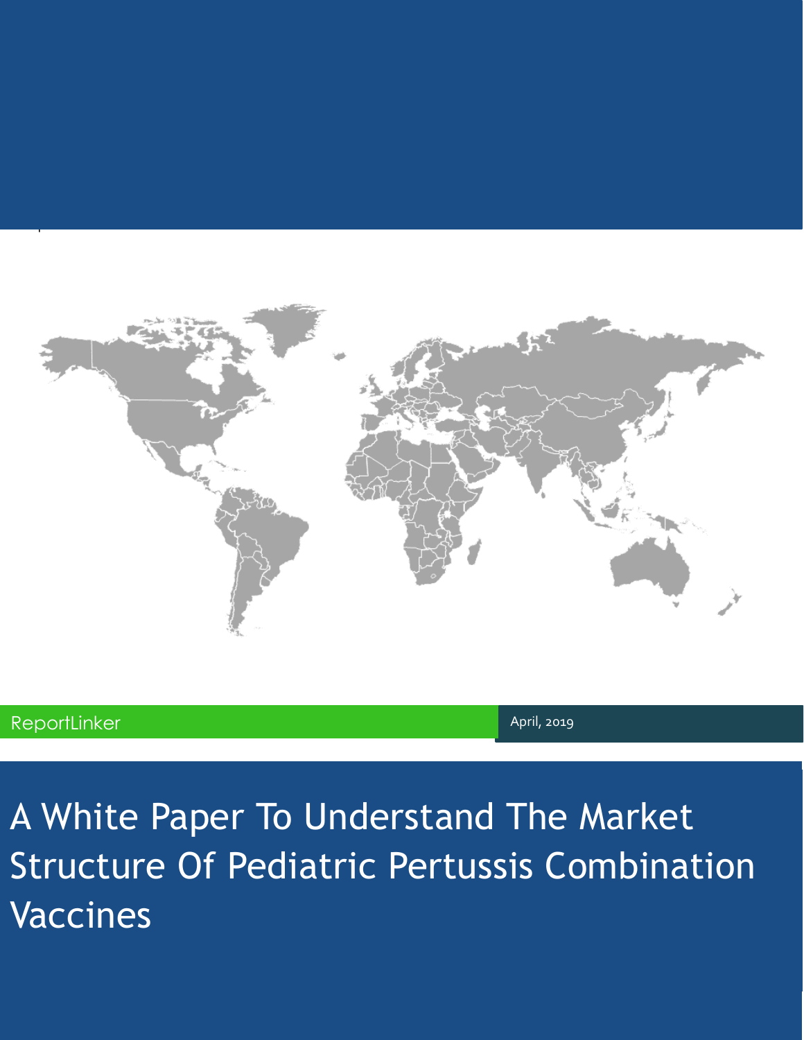ReportLinker

April, 2019

# A White Paper To Understand The Market Structure Of Pediatric Pertussis Combination Vaccines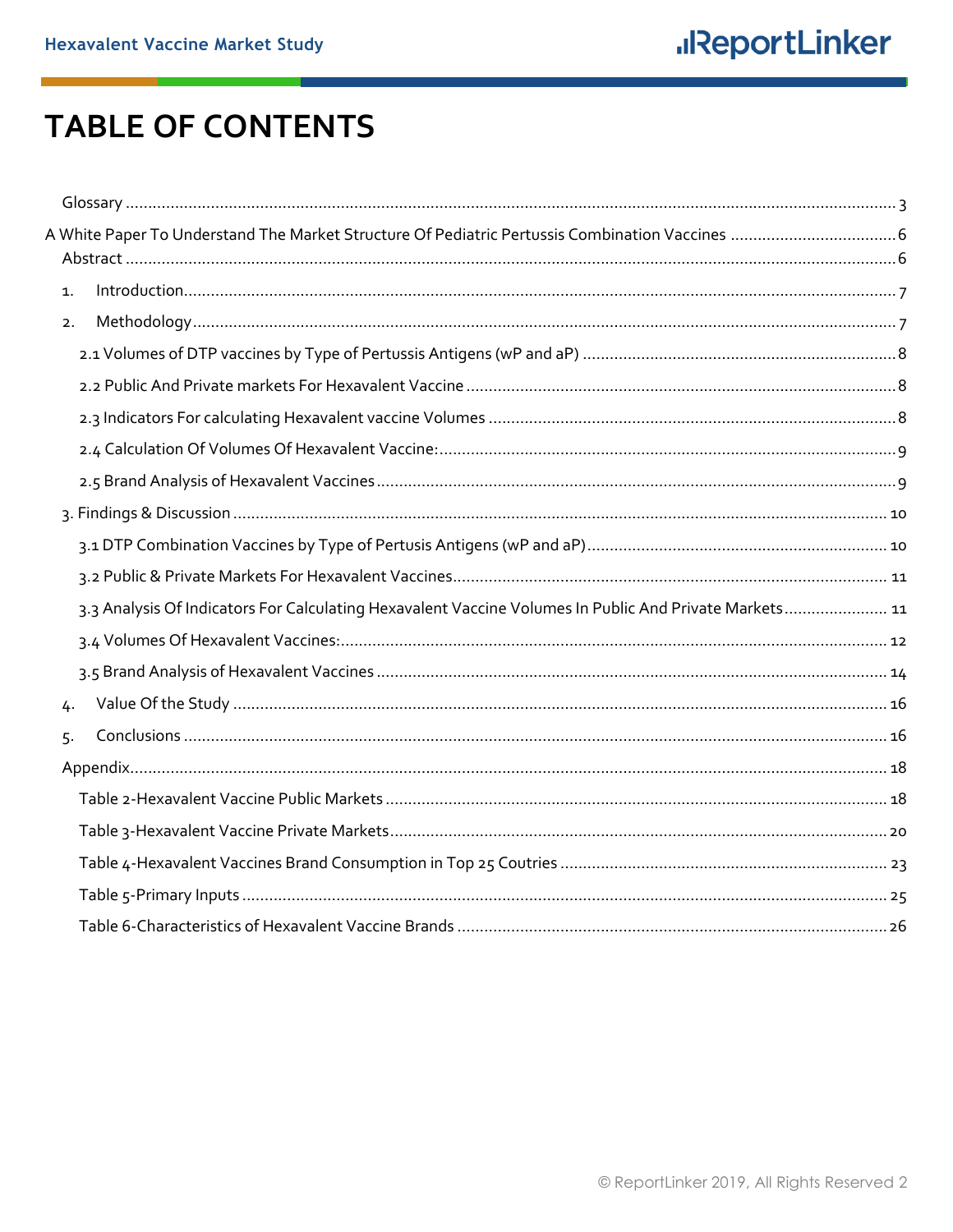# TABLE OF CONTENTS

Glossary ........................................................................................................ 3

A White Paper To Understand The Market Structure Of Pediatric Pertussis Combination Vaccines ........................................ 6

Abstract ........................................................................................................ 6

1. Introduction ........................................................................................................ 7
2. Methodology ........................................................................................................ 7
   - 2.1 Volumes of DTP vaccines by Type of Pertussis Antigens (wP and aP) ........................................ 8
   - 2.2 Public And Private markets For Hexavalent Vaccine ........................................ 8
   - 2.3 Indicators For calculating Hexavalent vaccine Volumes ........................................ 8
   - 2.4 Calculation Of Volumes Of Hexavalent Vaccine: ........................................ 9
   - 2.5 Brand Analysis of Hexavalent Vaccines ........................................ 9
3. Findings & Discussion ........................................................................................................ 10
   - 3.1 DTP Combination Vaccines by Type of Pertusis Antigens (wP and aP) ........................................ 10
   - 3.2 Public & Private Markets For Hexavalent Vaccines ........................................ 11
   - 3.3 Analysis Of Indicators For Calculating Hexavalent Vaccine Volumes In Public And Private Markets ........................................ 11
   - 3.4 Volumes Of Hexavalent Vaccines: ........................................ 12
   - 3.5 Brand Analysis of Hexavalent Vaccines ........................................ 14
4. Value Of the Study ........................................................................................................ 16
5. Conclusions ........................................................................................................ 16

Appendix ........................................................................................................ 18

- Table 2-Hexavalent Vaccine Public Markets ........................................ 18
- Table 3-Hexavalent Vaccine Private Markets ........................................ 20
- Table 4-Hexavalent Vaccines Brand Consumption in Top 25 Coutries ........................................ 23
- Table 5-Primary Inputs ........................................ 25
- Table 6-Characteristics of Hexavalent Vaccine Brands ........................................ 26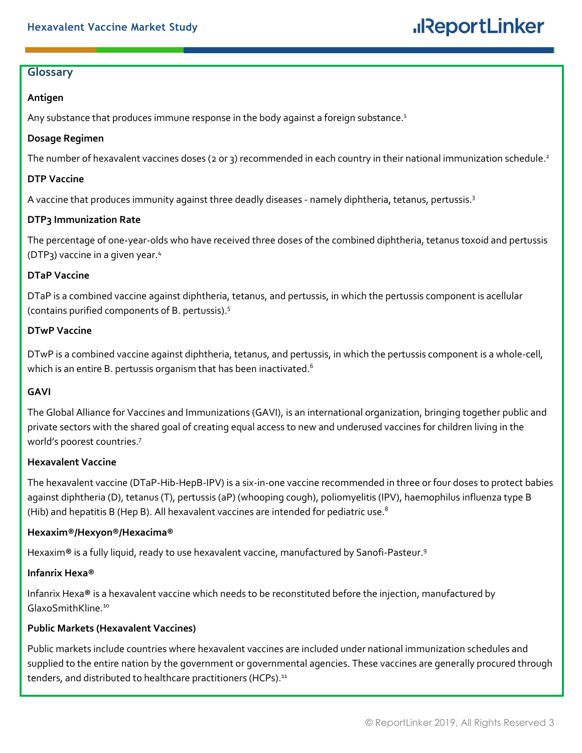## Glossary

**Antigen**

Any substance that produces immune response in the body against a foreign substance.[1]

**Dosage Regimen**

The number of hexavalent vaccines doses (2 or 3) recommended in each country in their national immunization schedule.[2]

**DTP Vaccine**

A vaccine that produces immunity against three deadly diseases - namely diphtheria, tetanus, pertussis.[3]

**DTP3 Immunization Rate**

The percentage of one-year-olds who have received three doses of the combined diphtheria, tetanus toxoid and pertussis (DTP3) vaccine in a given year.[4]

**DTaP Vaccine**

DTaP is a combined vaccine against diphtheria, tetanus, and pertussis, in which the pertussis component is acellular (contains purified components of B. pertussis).[5]

**DTwP Vaccine**

DTwP is a combined vaccine against diphtheria, tetanus, and pertussis, in which the pertussis component is a whole-cell, which is an entire B. pertussis organism that has been inactivated.[6]

**GAVI**

The Global Alliance for Vaccines and Immunizations (GAVI), is an international organization, bringing together public and private sectors with the shared goal of creating equal access to new and underused vaccines for children living in the world's poorest countries.[7]

**Hexavalent Vaccine**

The hexavalent vaccine (DTaP-Hib-HepB-IPV) is a six-in-one vaccine recommended in three or four doses to protect babies against diphtheria (D), tetanus (T), pertussis (aP) (whooping cough), poliomyelitis (IPV), haemophilus influenza type B (Hib) and hepatitis B (Hep B). All hexavalent vaccines are intended for pediatric use.[8]

**Hexaxim®/Hexyon®/Hexacima®**

Hexaxim® is a fully liquid, ready to use hexavalent vaccine, manufactured by Sanofi-Pasteur.[9]

**Infanrix Hexa®**

Infanrix Hexa® is a hexavalent vaccine which needs to be reconstituted before the injection, manufactured by GlaxoSmithKline.[10]

**Public Markets (Hexavalent Vaccines)**

Public markets include countries where hexavalent vaccines are included under national immunization schedules and supplied to the entire nation by the government or governmental agencies. These vaccines are generally procured through tenders, and distributed to healthcare practitioners (HCPs).[11]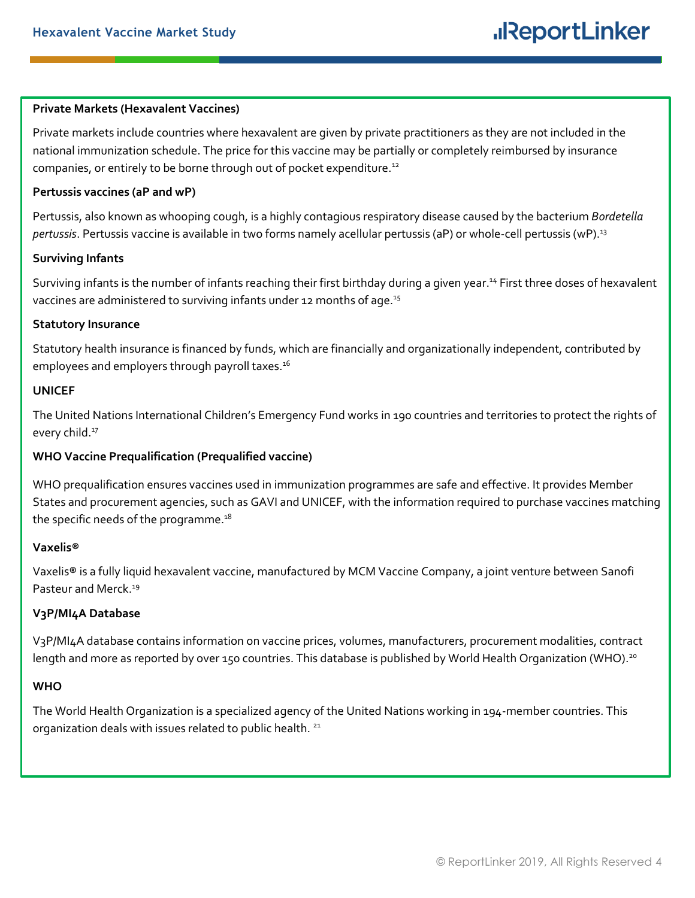**Private Markets (Hexavalent Vaccines)**

Private markets include countries where hexavalent are given by private practitioners as they are not included in the national immunization schedule. The price for this vaccine may be partially or completely reimbursed by insurance companies, or entirely to be borne through out of pocket expenditure.[12]

**Pertussis vaccines (aP and wP)**

Pertussis, also known as whooping cough, is a highly contagious respiratory disease caused by the bacterium *Bordetella pertussis*. Pertussis vaccine is available in two forms namely acellular pertussis (aP) or whole-cell pertussis (wP).[13]

**Surviving Infants**

Surviving infants is the number of infants reaching their first birthday during a given year.[14] First three doses of hexavalent vaccines are administered to surviving infants under 12 months of age.[15]

**Statutory Insurance**

Statutory health insurance is financed by funds, which are financially and organizationally independent, contributed by employees and employers through payroll taxes.[16]

**UNICEF**

The United Nations International Children's Emergency Fund works in 190 countries and territories to protect the rights of every child.[17]

**WHO Vaccine Prequalification (Prequalified vaccine)**

WHO prequalification ensures vaccines used in immunization programmes are safe and effective. It provides Member States and procurement agencies, such as GAVI and UNICEF, with the information required to purchase vaccines matching the specific needs of the programme.[18]

**Vaxelis®**

Vaxelis® is a fully liquid hexavalent vaccine, manufactured by MCM Vaccine Company, a joint venture between Sanofi Pasteur and Merck.[19]

**V3P/MI4A Database**

V3P/MI4A database contains information on vaccine prices, volumes, manufacturers, procurement modalities, contract length and more as reported by over 150 countries. This database is published by World Health Organization (WHO).[20]

**WHO**

The World Health Organization is a specialized agency of the United Nations working in 194-member countries. This organization deals with issues related to public health.[21]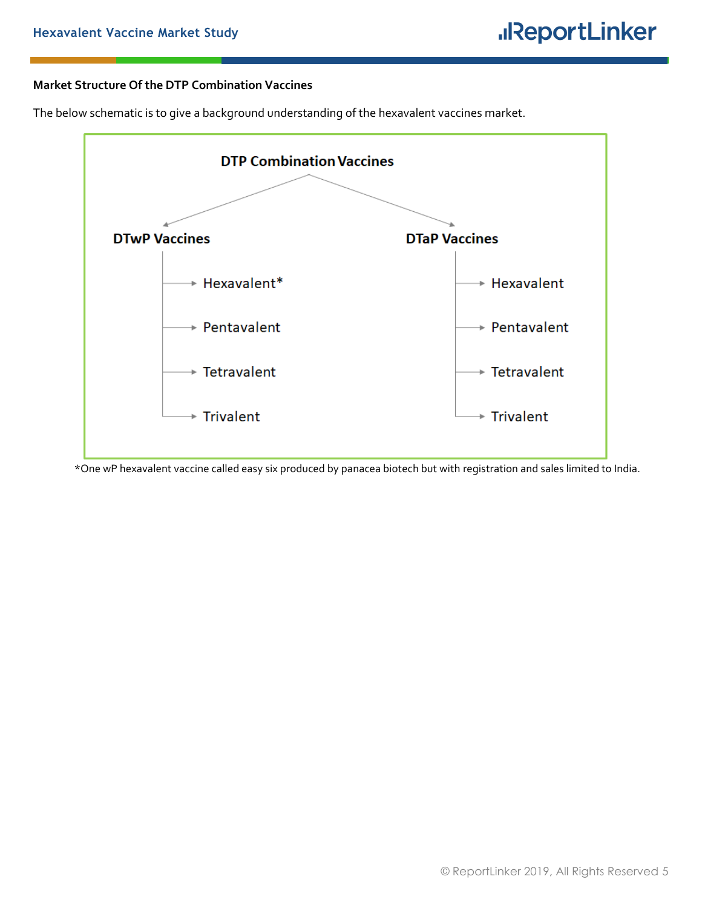**Market Structure Of the DTP Combination Vaccines**

The below schematic is to give a background understanding of the hexavalent vaccines market.

**DTP Combination Vaccines**

- **DTwP Vaccines**
  - Hexavalent*
  - Pentavalent
  - Tetravalent
  - Trivalent
- **DTaP Vaccines**
  - Hexavalent
  - Pentavalent
  - Tetravalent
  - Trivalent

*One wP hexavalent vaccine called easy six produced by panacea biotech but with registration and sales limited to India.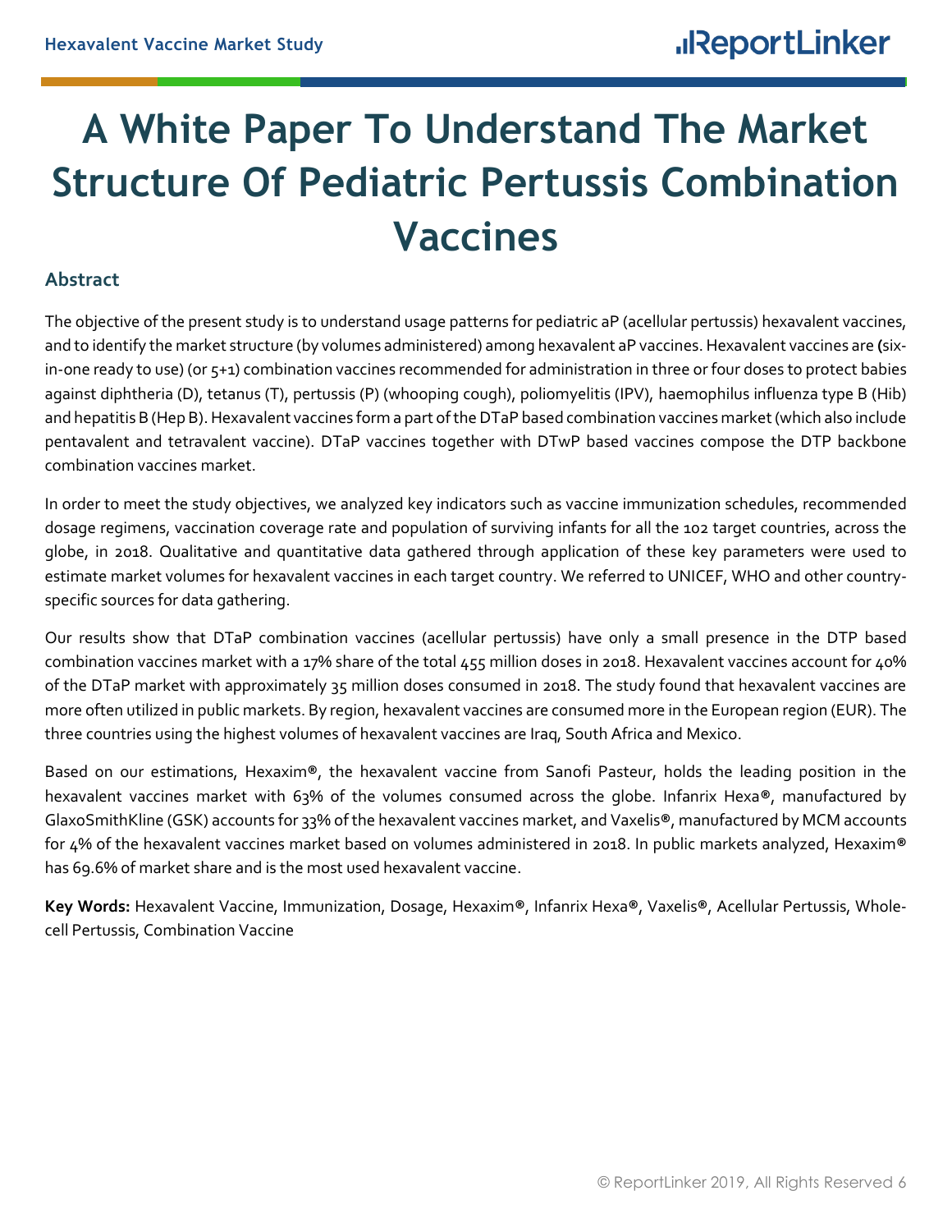# A White Paper To Understand The Market Structure Of Pediatric Pertussis Combination Vaccines

## Abstract

The objective of the present study is to understand usage patterns for pediatric aP (acellular pertussis) hexavalent vaccines, and to identify the market structure (by volumes administered) among hexavalent aP vaccines. Hexavalent vaccines are (six-in-one ready to use) (or 5+1) combination vaccines recommended for administration in three or four doses to protect babies against diphtheria (D), tetanus (T), pertussis (P) (whooping cough), poliomyelitis (IPV), haemophilus influenza type B (Hib) and hepatitis B (Hep B). Hexavalent vaccines form a part of the DTaP based combination vaccines market (which also include pentavalent and tetravalent vaccine). DTaP vaccines together with DTwP based vaccines compose the DTP backbone combination vaccines market.

In order to meet the study objectives, we analyzed key indicators such as vaccine immunization schedules, recommended dosage regimens, vaccination coverage rate and population of surviving infants for all the 102 target countries, across the globe, in 2018. Qualitative and quantitative data gathered through application of these key parameters were used to estimate market volumes for hexavalent vaccines in each target country. We referred to UNICEF, WHO and other country-specific sources for data gathering.

Our results show that DTaP combination vaccines (acellular pertussis) have only a small presence in the DTP based combination vaccines market with a 17% share of the total 455 million doses in 2018. Hexavalent vaccines account for 40% of the DTaP market with approximately 35 million doses consumed in 2018. The study found that hexavalent vaccines are more often utilized in public markets. By region, hexavalent vaccines are consumed more in the European region (EUR). The three countries using the highest volumes of hexavalent vaccines are Iraq, South Africa and Mexico.

Based on our estimations, Hexaxim®, the hexavalent vaccine from Sanofi Pasteur, holds the leading position in the hexavalent vaccines market with 63% of the volumes consumed across the globe. Infanrix Hexa®, manufactured by GlaxoSmithKline (GSK) accounts for 33% of the hexavalent vaccines market, and Vaxelis®, manufactured by MCM accounts for 4% of the hexavalent vaccines market based on volumes administered in 2018. In public markets analyzed, Hexaxim® has 69.6% of market share and is the most used hexavalent vaccine.

**Key Words:** Hexavalent Vaccine, Immunization, Dosage, Hexaxim®, Infanrix Hexa®, Vaxelis®, Acellular Pertussis, Whole-cell Pertussis, Combination Vaccine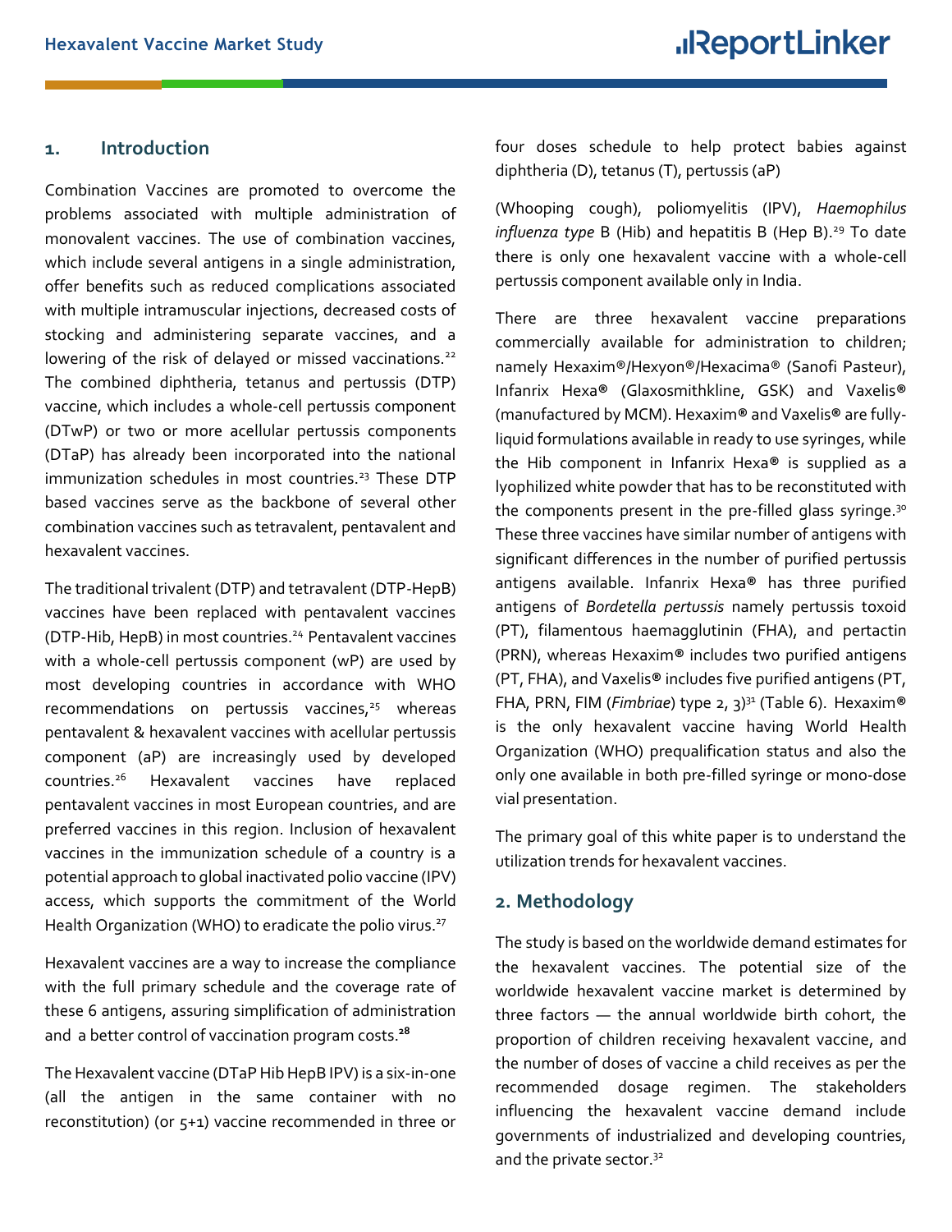## 1. Introduction

Combination Vaccines are promoted to overcome the problems associated with multiple administration of monovalent vaccines. The use of combination vaccines, which include several antigens in a single administration, offer benefits such as reduced complications associated with multiple intramuscular injections, decreased costs of stocking and administering separate vaccines, and a lowering of the risk of delayed or missed vaccinations.[22] The combined diphtheria, tetanus and pertussis (DTP) vaccine, which includes a whole-cell pertussis component (DTwP) or two or more acellular pertussis components (DTaP) has already been incorporated into the national immunization schedules in most countries.[23] These DTP based vaccines serve as the backbone of several other combination vaccines such as tetravalent, pentavalent and hexavalent vaccines.

The traditional trivalent (DTP) and tetravalent (DTP-HepB) vaccines have been replaced with pentavalent vaccines (DTP-Hib, HepB) in most countries.[24] Pentavalent vaccines with a whole-cell pertussis component (wP) are used by most developing countries in accordance with WHO recommendations on pertussis vaccines,[25] whereas pentavalent & hexavalent vaccines with acellular pertussis component (aP) are increasingly used by developed countries.[26] Hexavalent vaccines have replaced pentavalent vaccines in most European countries, and are preferred vaccines in this region. Inclusion of hexavalent vaccines in the immunization schedule of a country is a potential approach to global inactivated polio vaccine (IPV) access, which supports the commitment of the World Health Organization (WHO) to eradicate the polio virus.[27]

Hexavalent vaccines are a way to increase the compliance with the full primary schedule and the coverage rate of these 6 antigens, assuring simplification of administration and a better control of vaccination program costs.[28]

The Hexavalent vaccine (DTaP Hib HepB IPV) is a six-in-one (all the antigen in the same container with no reconstitution) (or 5+1) vaccine recommended in three or four doses schedule to help protect babies against diphtheria (D), tetanus (T), pertussis (aP)

(Whooping cough), poliomyelitis (IPV), *Haemophilus influenza type* B (Hib) and hepatitis B (Hep B).[29] To date there is only one hexavalent vaccine with a whole-cell pertussis component available only in India.

There are three hexavalent vaccine preparations commercially available for administration to children; namely Hexaxim®/Hexyon®/Hexacima® (Sanofi Pasteur), Infanrix Hexa® (Glaxosmithkline, GSK) and Vaxelis® (manufactured by MCM). Hexaxim® and Vaxelis® are fully-liquid formulations available in ready to use syringes, while the Hib component in Infanrix Hexa® is supplied as a lyophilized white powder that has to be reconstituted with the components present in the pre-filled glass syringe.[30] These three vaccines have similar number of antigens with significant differences in the number of purified pertussis antigens available. Infanrix Hexa® has three purified antigens of *Bordetella pertussis* namely pertussis toxoid (PT), filamentous haemagglutinin (FHA), and pertactin (PRN), whereas Hexaxim® includes two purified antigens (PT, FHA), and Vaxelis® includes five purified antigens (PT, FHA, PRN, FIM (*Fimbriae*) type 2, 3)[31] (Table 6). Hexaxim® is the only hexavalent vaccine having World Health Organization (WHO) prequalification status and also the only one available in both pre-filled syringe or mono-dose vial presentation.

The primary goal of this white paper is to understand the utilization trends for hexavalent vaccines.

## 2. Methodology

The study is based on the worldwide demand estimates for the hexavalent vaccines. The potential size of the worldwide hexavalent vaccine market is determined by three factors — the annual worldwide birth cohort, the proportion of children receiving hexavalent vaccine, and the number of doses of vaccine a child receives as per the recommended dosage regimen. The stakeholders influencing the hexavalent vaccine demand include governments of industrialized and developing countries, and the private sector.[32]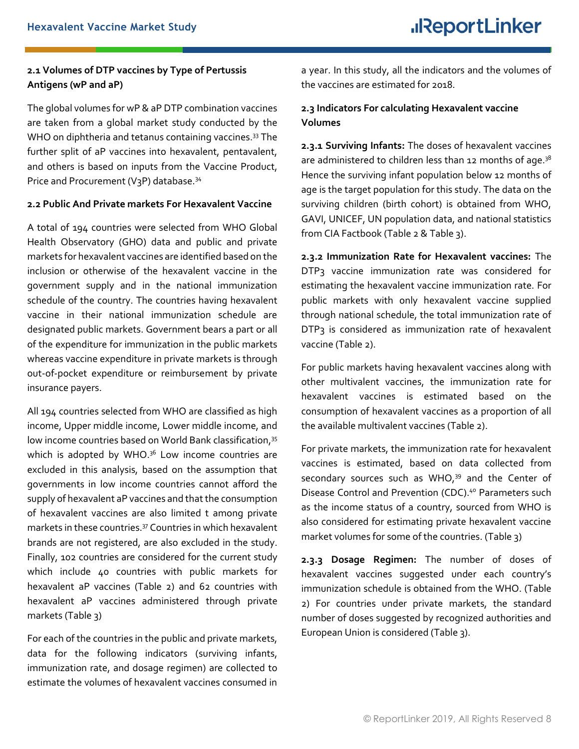### 2.1 Volumes of DTP vaccines by Type of Pertussis Antigens (wP and aP)

The global volumes for wP & aP DTP combination vaccines are taken from a global market study conducted by the WHO on diphtheria and tetanus containing vaccines.[33] The further split of aP vaccines into hexavalent, pentavalent, and others is based on inputs from the Vaccine Product, Price and Procurement (V3P) database.[34]

### 2.2 Public And Private markets For Hexavalent Vaccine

A total of 194 countries were selected from WHO Global Health Observatory (GHO) data and public and private markets for hexavalent vaccines are identified based on the inclusion or otherwise of the hexavalent vaccine in the government supply and in the national immunization schedule of the country. The countries having hexavalent vaccine in their national immunization schedule are designated public markets. Government bears a part or all of the expenditure for immunization in the public markets whereas vaccine expenditure in private markets is through out-of-pocket expenditure or reimbursement by private insurance payers.

All 194 countries selected from WHO are classified as high income, Upper middle income, Lower middle income, and low income countries based on World Bank classification,[35] which is adopted by WHO.[36] Low income countries are excluded in this analysis, based on the assumption that governments in low income countries cannot afford the supply of hexavalent aP vaccines and that the consumption of hexavalent vaccines are also limited t among private markets in these countries.[37] Countries in which hexavalent brands are not registered, are also excluded in the study. Finally, 102 countries are considered for the current study which include 40 countries with public markets for hexavalent aP vaccines (Table 2) and 62 countries with hexavalent aP vaccines administered through private markets (Table 3)

For each of the countries in the public and private markets, data for the following indicators (surviving infants, immunization rate, and dosage regimen) are collected to estimate the volumes of hexavalent vaccines consumed in a year. In this study, all the indicators and the volumes of the vaccines are estimated for 2018.

### 2.3 Indicators For calculating Hexavalent vaccine Volumes

**2.3.1 Surviving Infants:** The doses of hexavalent vaccines are administered to children less than 12 months of age.[38] Hence the surviving infant population below 12 months of age is the target population for this study. The data on the surviving children (birth cohort) is obtained from WHO, GAVI, UNICEF, UN population data, and national statistics from CIA Factbook (Table 2 & Table 3).

**2.3.2 Immunization Rate for Hexavalent vaccines:** The DTP3 vaccine immunization rate was considered for estimating the hexavalent vaccine immunization rate. For public markets with only hexavalent vaccine supplied through national schedule, the total immunization rate of DTP3 is considered as immunization rate of hexavalent vaccine (Table 2).

For public markets having hexavalent vaccines along with other multivalent vaccines, the immunization rate for hexavalent vaccines is estimated based on the consumption of hexavalent vaccines as a proportion of all the available multivalent vaccines (Table 2).

For private markets, the immunization rate for hexavalent vaccines is estimated, based on data collected from secondary sources such as WHO,[39] and the Center of Disease Control and Prevention (CDC).[40] Parameters such as the income status of a country, sourced from WHO is also considered for estimating private hexavalent vaccine market volumes for some of the countries. (Table 3)

**2.3.3 Dosage Regimen:** The number of doses of hexavalent vaccines suggested under each country's immunization schedule is obtained from the WHO. (Table 2) For countries under private markets, the standard number of doses suggested by recognized authorities and European Union is considered (Table 3).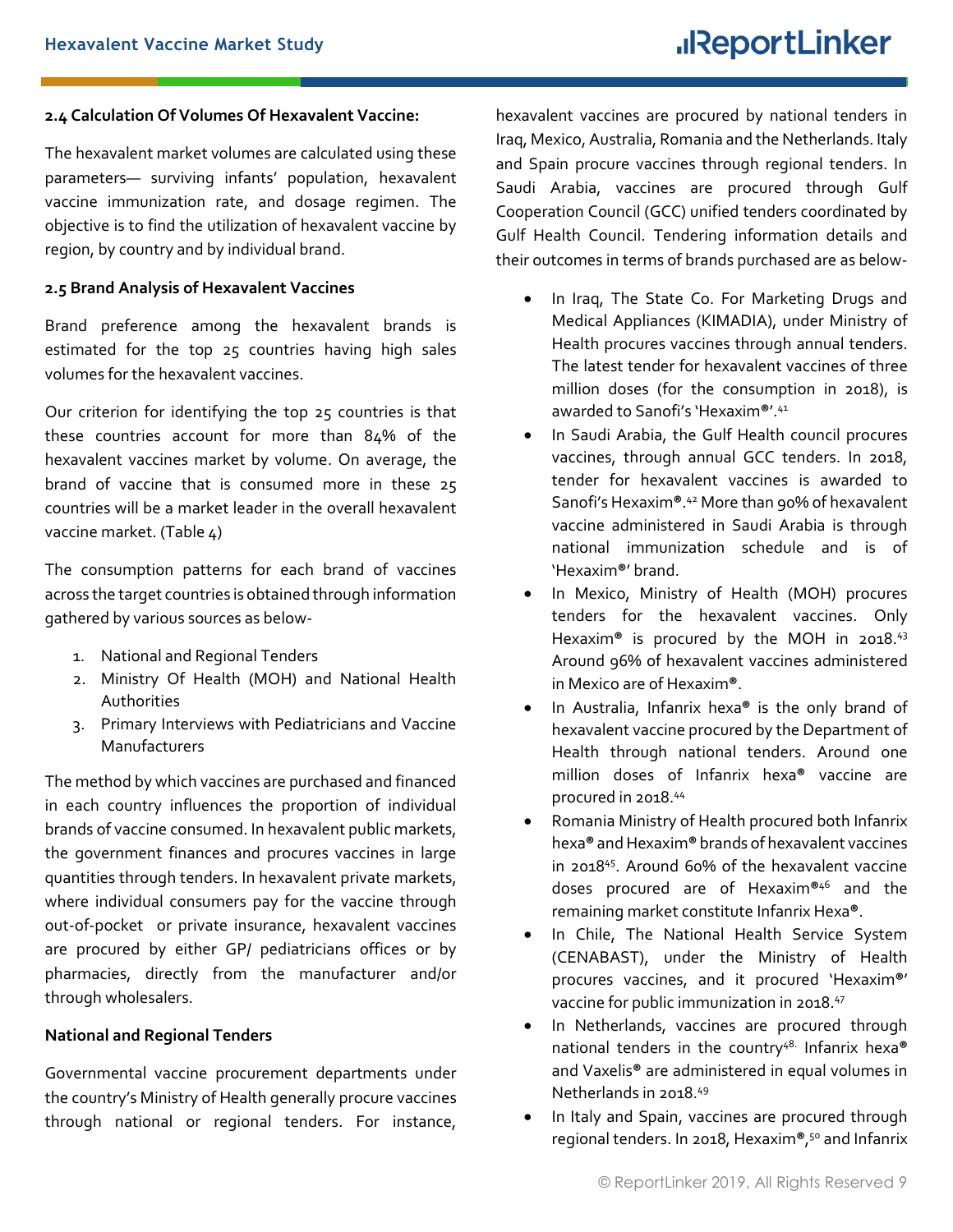**2.4 Calculation Of Volumes Of Hexavalent Vaccine:**

The hexavalent market volumes are calculated using these parameters— surviving infants' population, hexavalent vaccine immunization rate, and dosage regimen. The objective is to find the utilization of hexavalent vaccine by region, by country and by individual brand.

**2.5 Brand Analysis of Hexavalent Vaccines**

Brand preference among the hexavalent brands is estimated for the top 25 countries having high sales volumes for the hexavalent vaccines.

Our criterion for identifying the top 25 countries is that these countries account for more than 84% of the hexavalent vaccines market by volume. On average, the brand of vaccine that is consumed more in these 25 countries will be a market leader in the overall hexavalent vaccine market. (Table 4)

The consumption patterns for each brand of vaccines across the target countries is obtained through information gathered by various sources as below-

1. National and Regional Tenders
2. Ministry Of Health (MOH) and National Health Authorities
3. Primary Interviews with Pediatricians and Vaccine Manufacturers

The method by which vaccines are purchased and financed in each country influences the proportion of individual brands of vaccine consumed. In hexavalent public markets, the government finances and procures vaccines in large quantities through tenders. In hexavalent private markets, where individual consumers pay for the vaccine through out-of-pocket or private insurance, hexavalent vaccines are procured by either GP/ pediatricians offices or by pharmacies, directly from the manufacturer and/or through wholesalers.

**National and Regional Tenders**

Governmental vaccine procurement departments under the country's Ministry of Health generally procure vaccines through national or regional tenders. For instance, hexavalent vaccines are procured by national tenders in Iraq, Mexico, Australia, Romania and the Netherlands. Italy and Spain procure vaccines through regional tenders. In Saudi Arabia, vaccines are procured through Gulf Cooperation Council (GCC) unified tenders coordinated by Gulf Health Council. Tendering information details and their outcomes in terms of brands purchased are as below-

- In Iraq, The State Co. For Marketing Drugs and Medical Appliances (KIMADIA), under Ministry of Health procures vaccines through annual tenders. The latest tender for hexavalent vaccines of three million doses (for the consumption in 2018), is awarded to Sanofi's 'Hexaxim®'.[41]
- In Saudi Arabia, the Gulf Health council procures vaccines, through annual GCC tenders. In 2018, tender for hexavalent vaccines is awarded to Sanofi's Hexaxim®.[42] More than 90% of hexavalent vaccine administered in Saudi Arabia is through national immunization schedule and is of 'Hexaxim®' brand.
- In Mexico, Ministry of Health (MOH) procures tenders for the hexavalent vaccines. Only Hexaxim® is procured by the MOH in 2018.[43] Around 96% of hexavalent vaccines administered in Mexico are of Hexaxim®.
- In Australia, Infanrix hexa® is the only brand of hexavalent vaccine procured by the Department of Health through national tenders. Around one million doses of Infanrix hexa® vaccine are procured in 2018.[44]
- Romania Ministry of Health procured both Infanrix hexa® and Hexaxim® brands of hexavalent vaccines in 2018[45]. Around 60% of the hexavalent vaccine doses procured are of Hexaxim®[46] and the remaining market constitute Infanrix Hexa®.
- In Chile, The National Health Service System (CENABAST), under the Ministry of Health procures vaccines, and it procured 'Hexaxim®' vaccine for public immunization in 2018.[47]
- In Netherlands, vaccines are procured through national tenders in the country[48]. Infanrix hexa® and Vaxelis® are administered in equal volumes in Netherlands in 2018.[49]
- In Italy and Spain, vaccines are procured through regional tenders. In 2018, Hexaxim®,[50] and Infanrix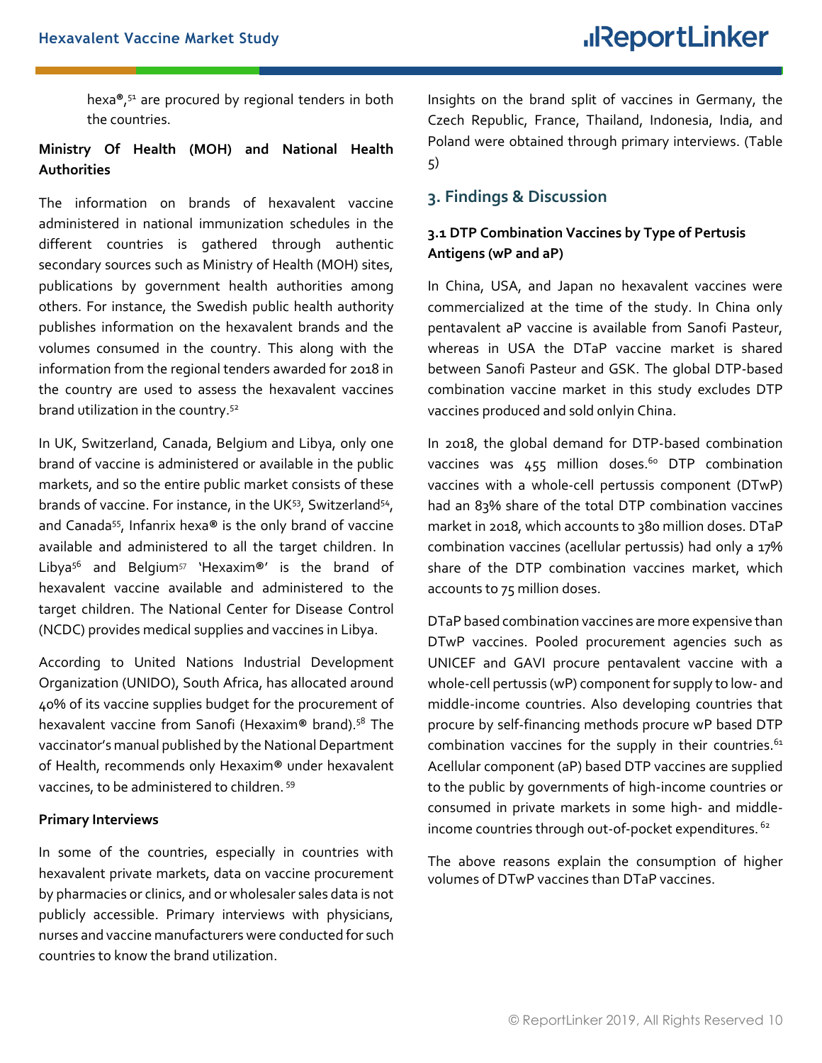hexa®,[51] are procured by regional tenders in both the countries.

**Ministry Of Health (MOH) and National Health Authorities**

The information on brands of hexavalent vaccine administered in national immunization schedules in the different countries is gathered through authentic secondary sources such as Ministry of Health (MOH) sites, publications by government health authorities among others. For instance, the Swedish public health authority publishes information on the hexavalent brands and the volumes consumed in the country. This along with the information from the regional tenders awarded for 2018 in the country are used to assess the hexavalent vaccines brand utilization in the country.[52]

In UK, Switzerland, Canada, Belgium and Libya, only one brand of vaccine is administered or available in the public markets, and so the entire public market consists of these brands of vaccine. For instance, in the UK[53], Switzerland[54], and Canada[55], Infanrix hexa® is the only brand of vaccine available and administered to all the target children. In Libya[56] and Belgium[57] 'Hexaxim®' is the brand of hexavalent vaccine available and administered to the target children. The National Center for Disease Control (NCDC) provides medical supplies and vaccines in Libya.

According to United Nations Industrial Development Organization (UNIDO), South Africa, has allocated around 40% of its vaccine supplies budget for the procurement of hexavalent vaccine from Sanofi (Hexaxim® brand).[58] The vaccinator's manual published by the National Department of Health, recommends only Hexaxim® under hexavalent vaccines, to be administered to children.[59]

**Primary Interviews**

In some of the countries, especially in countries with hexavalent private markets, data on vaccine procurement by pharmacies or clinics, and or wholesaler sales data is not publicly accessible. Primary interviews with physicians, nurses and vaccine manufacturers were conducted for such countries to know the brand utilization.

Insights on the brand split of vaccines in Germany, the Czech Republic, France, Thailand, Indonesia, India, and Poland were obtained through primary interviews. (Table 5)

## 3. Findings & Discussion

### 3.1 DTP Combination Vaccines by Type of Pertusis Antigens (wP and aP)

In China, USA, and Japan no hexavalent vaccines were commercialized at the time of the study. In China only pentavalent aP vaccine is available from Sanofi Pasteur, whereas in USA the DTaP vaccine market is shared between Sanofi Pasteur and GSK. The global DTP-based combination vaccine market in this study excludes DTP vaccines produced and sold onlyin China.

In 2018, the global demand for DTP-based combination vaccines was 455 million doses.[60] DTP combination vaccines with a whole-cell pertussis component (DTwP) had an 83% share of the total DTP combination vaccines market in 2018, which accounts to 380 million doses. DTaP combination vaccines (acellular pertussis) had only a 17% share of the DTP combination vaccines market, which accounts to 75 million doses.

DTaP based combination vaccines are more expensive than DTwP vaccines. Pooled procurement agencies such as UNICEF and GAVI procure pentavalent vaccine with a whole-cell pertussis (wP) component for supply to low- and middle-income countries. Also developing countries that procure by self-financing methods procure wP based DTP combination vaccines for the supply in their countries.[61] Acellular component (aP) based DTP vaccines are supplied to the public by governments of high-income countries or consumed in private markets in some high- and middle-income countries through out-of-pocket expenditures.[62]

The above reasons explain the consumption of higher volumes of DTwP vaccines than DTaP vaccines.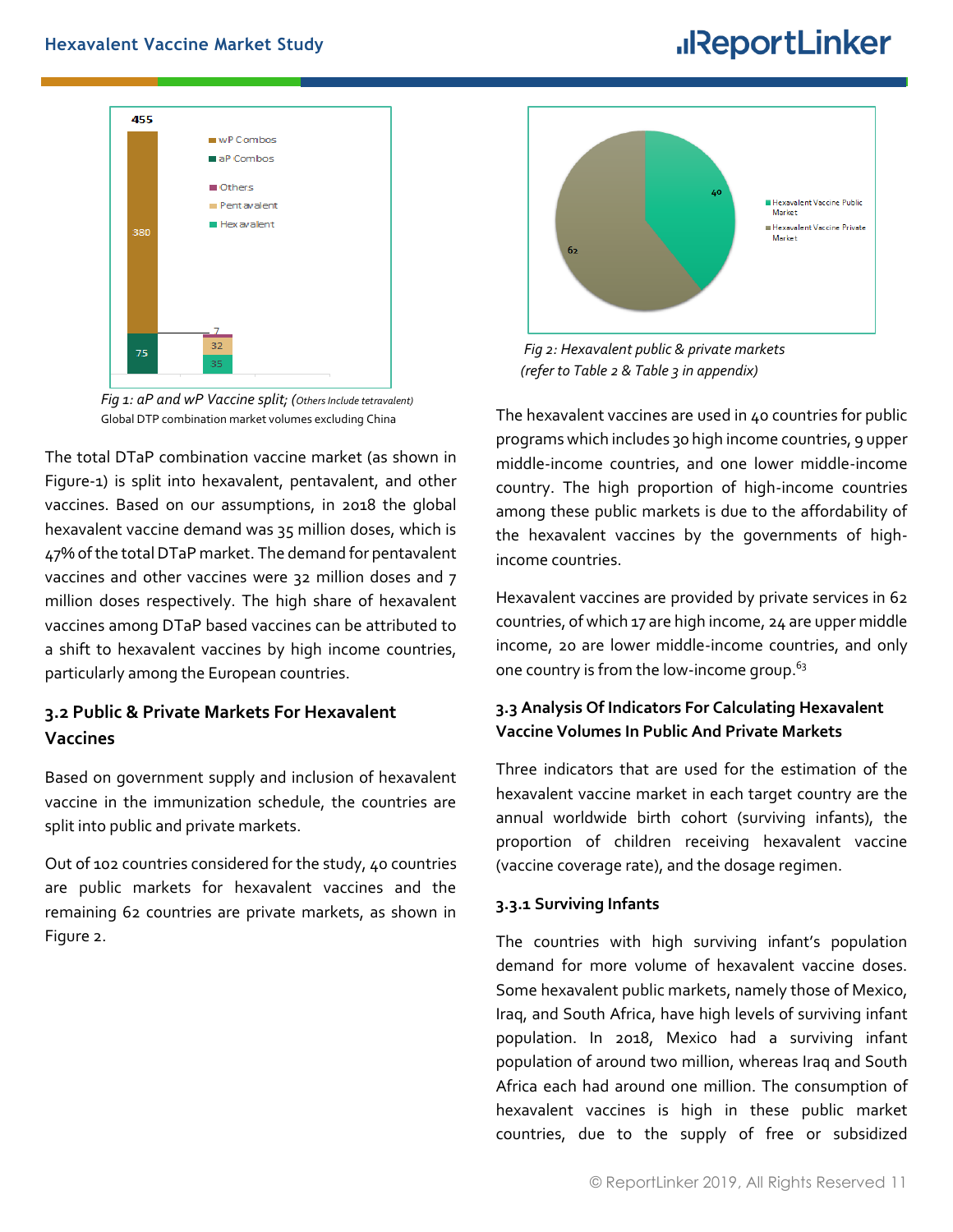Fig 1: aP and wP Vaccine split; (Others Include tetravalent)
Global DTP combination market volumes excluding China

The total DTaP combination vaccine market (as shown in Figure-1) is split into hexavalent, pentavalent, and other vaccines. Based on our assumptions, in 2018 the global hexavalent vaccine demand was 35 million doses, which is 47% of the total DTaP market. The demand for pentavalent vaccines and other vaccines were 32 million doses and 7 million doses respectively. The high share of hexavalent vaccines among DTaP based vaccines can be attributed to a shift to hexavalent vaccines by high income countries, particularly among the European countries.

## 3.2 Public & Private Markets For Hexavalent Vaccines

Based on government supply and inclusion of hexavalent vaccine in the immunization schedule, the countries are split into public and private markets.

Out of 102 countries considered for the study, 40 countries are public markets for hexavalent vaccines and the remaining 62 countries are private markets, as shown in Figure 2.

*Fig 2: Hexavalent public & private markets*
*(refer to Table 2 & Table 3 in appendix)*

The hexavalent vaccines are used in 40 countries for public programs which includes 30 high income countries, 9 upper middle-income countries, and one lower middle-income country. The high proportion of high-income countries among these public markets is due to the affordability of the hexavalent vaccines by the governments of high-income countries.

Hexavalent vaccines are provided by private services in 62 countries, of which 17 are high income, 24 are upper middle income, 20 are lower middle-income countries, and only one country is from the low-income group.[63]

## 3.3 Analysis Of Indicators For Calculating Hexavalent Vaccine Volumes In Public And Private Markets

Three indicators that are used for the estimation of the hexavalent vaccine market in each target country are the annual worldwide birth cohort (surviving infants), the proportion of children receiving hexavalent vaccine (vaccine coverage rate), and the dosage regimen.

### 3.3.1 Surviving Infants

The countries with high surviving infant's population demand for more volume of hexavalent vaccine doses. Some hexavalent public markets, namely those of Mexico, Iraq, and South Africa, have high levels of surviving infant population. In 2018, Mexico had a surviving infant population of around two million, whereas Iraq and South Africa each had around one million. The consumption of hexavalent vaccines is high in these public market countries, due to the supply of free or subsidized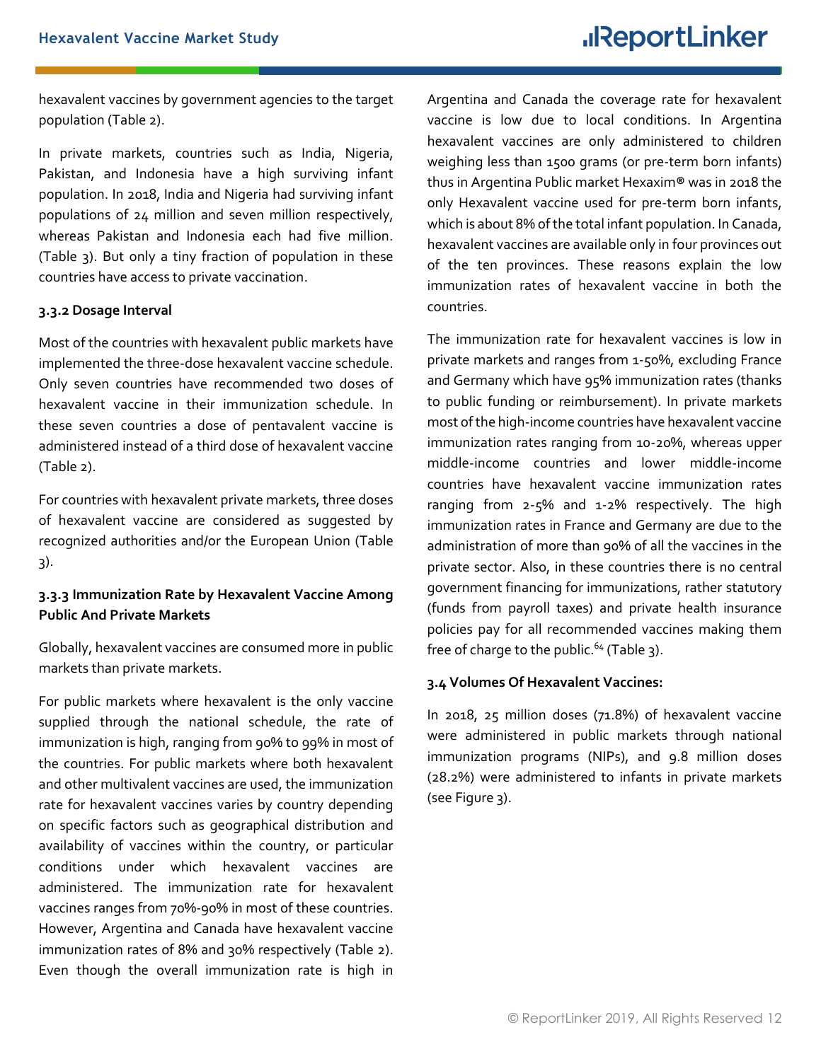hexavalent vaccines by government agencies to the target population (Table 2).

In private markets, countries such as India, Nigeria, Pakistan, and Indonesia have a high surviving infant population. In 2018, India and Nigeria had surviving infant populations of 24 million and seven million respectively, whereas Pakistan and Indonesia each had five million. (Table 3). But only a tiny fraction of population in these countries have access to private vaccination.

**3.3.2 Dosage Interval**

Most of the countries with hexavalent public markets have implemented the three-dose hexavalent vaccine schedule. Only seven countries have recommended two doses of hexavalent vaccine in their immunization schedule. In these seven countries a dose of pentavalent vaccine is administered instead of a third dose of hexavalent vaccine (Table 2).

For countries with hexavalent private markets, three doses of hexavalent vaccine are considered as suggested by recognized authorities and/or the European Union (Table 3).

**3.3.3 Immunization Rate by Hexavalent Vaccine Among Public And Private Markets**

Globally, hexavalent vaccines are consumed more in public markets than private markets.

For public markets where hexavalent is the only vaccine supplied through the national schedule, the rate of immunization is high, ranging from 90% to 99% in most of the countries. For public markets where both hexavalent and other multivalent vaccines are used, the immunization rate for hexavalent vaccines varies by country depending on specific factors such as geographical distribution and availability of vaccines within the country, or particular conditions under which hexavalent vaccines are administered. The immunization rate for hexavalent vaccines ranges from 70%-90% in most of these countries. However, Argentina and Canada have hexavalent vaccine immunization rates of 8% and 30% respectively (Table 2). Even though the overall immunization rate is high in Argentina and Canada the coverage rate for hexavalent vaccine is low due to local conditions. In Argentina hexavalent vaccines are only administered to children weighing less than 1500 grams (or pre-term born infants) thus in Argentina Public market Hexaxim® was in 2018 the only Hexavalent vaccine used for pre-term born infants, which is about 8% of the total infant population. In Canada, hexavalent vaccines are available only in four provinces out of the ten provinces. These reasons explain the low immunization rates of hexavalent vaccine in both the countries.

The immunization rate for hexavalent vaccines is low in private markets and ranges from 1-50%, excluding France and Germany which have 95% immunization rates (thanks to public funding or reimbursement). In private markets most of the high-income countries have hexavalent vaccine immunization rates ranging from 10-20%, whereas upper middle-income countries and lower middle-income countries have hexavalent vaccine immunization rates ranging from 2-5% and 1-2% respectively. The high immunization rates in France and Germany are due to the administration of more than 90% of all the vaccines in the private sector. Also, in these countries there is no central government financing for immunizations, rather statutory (funds from payroll taxes) and private health insurance policies pay for all recommended vaccines making them free of charge to the public.[64] (Table 3).

**3.4 Volumes Of Hexavalent Vaccines:**

In 2018, 25 million doses (71.8%) of hexavalent vaccine were administered in public markets through national immunization programs (NIPs), and 9.8 million doses (28.2%) were administered to infants in private markets (see Figure 3).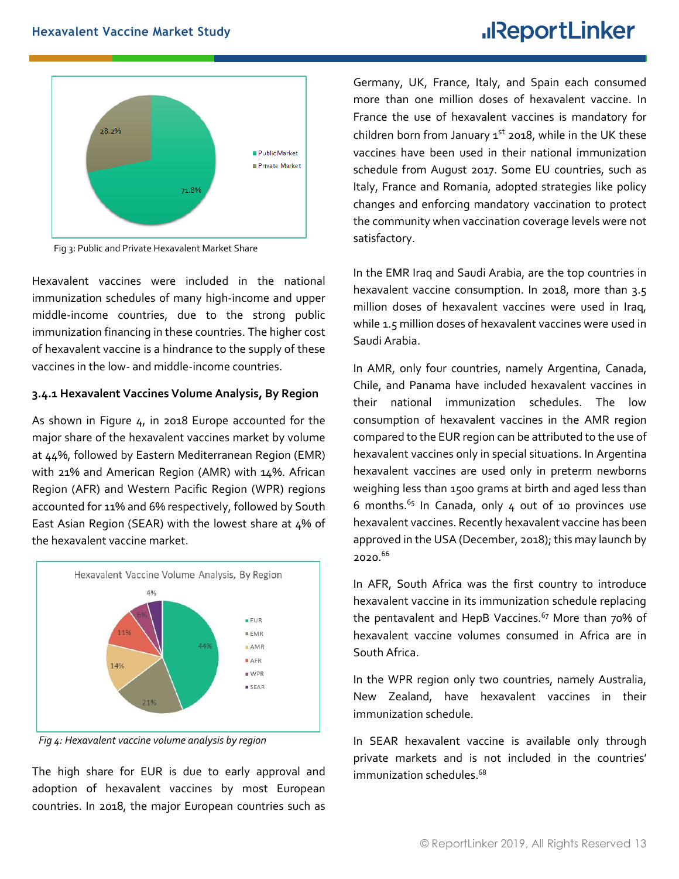Fig 3: Public and Private Hexavalent Market Share

Hexavalent vaccines were included in the national immunization schedules of many high-income and upper middle-income countries, due to the strong public immunization financing in these countries. The higher cost of hexavalent vaccine is a hindrance to the supply of these vaccines in the low- and middle-income countries.

### 3.4.1 Hexavalent Vaccines Volume Analysis, By Region

As shown in Figure 4, in 2018 Europe accounted for the major share of the hexavalent vaccines market by volume at 44%, followed by Eastern Mediterranean Region (EMR) with 21% and American Region (AMR) with 14%. African Region (AFR) and Western Pacific Region (WPR) regions accounted for 11% and 6% respectively, followed by South East Asian Region (SEAR) with the lowest share at 4% of the hexavalent vaccine market.

*Fig 4: Hexavalent vaccine volume analysis by region*

The high share for EUR is due to early approval and adoption of hexavalent vaccines by most European countries. In 2018, the major European countries such as Germany, UK, France, Italy, and Spain each consumed more than one million doses of hexavalent vaccine. In France the use of hexavalent vaccines is mandatory for children born from January 1st 2018, while in the UK these vaccines have been used in their national immunization schedule from August 2017. Some EU countries, such as Italy, France and Romania, adopted strategies like policy changes and enforcing mandatory vaccination to protect the community when vaccination coverage levels were not satisfactory.

In the EMR Iraq and Saudi Arabia, are the top countries in hexavalent vaccine consumption. In 2018, more than 3.5 million doses of hexavalent vaccines were used in Iraq, while 1.5 million doses of hexavalent vaccines were used in Saudi Arabia.

In AMR, only four countries, namely Argentina, Canada, Chile, and Panama have included hexavalent vaccines in their national immunization schedules. The low consumption of hexavalent vaccines in the AMR region compared to the EUR region can be attributed to the use of hexavalent vaccines only in special situations. In Argentina hexavalent vaccines are used only in preterm newborns weighing less than 1500 grams at birth and aged less than 6 months.[65] In Canada, only 4 out of 10 provinces use hexavalent vaccines. Recently hexavalent vaccine has been approved in the USA (December, 2018); this may launch by 2020.[66]

In AFR, South Africa was the first country to introduce hexavalent vaccine in its immunization schedule replacing the pentavalent and HepB Vaccines.[67] More than 70% of hexavalent vaccine volumes consumed in Africa are in South Africa.

In the WPR region only two countries, namely Australia, New Zealand, have hexavalent vaccines in their immunization schedule.

In SEAR hexavalent vaccine is available only through private markets and is not included in the countries' immunization schedules.[68]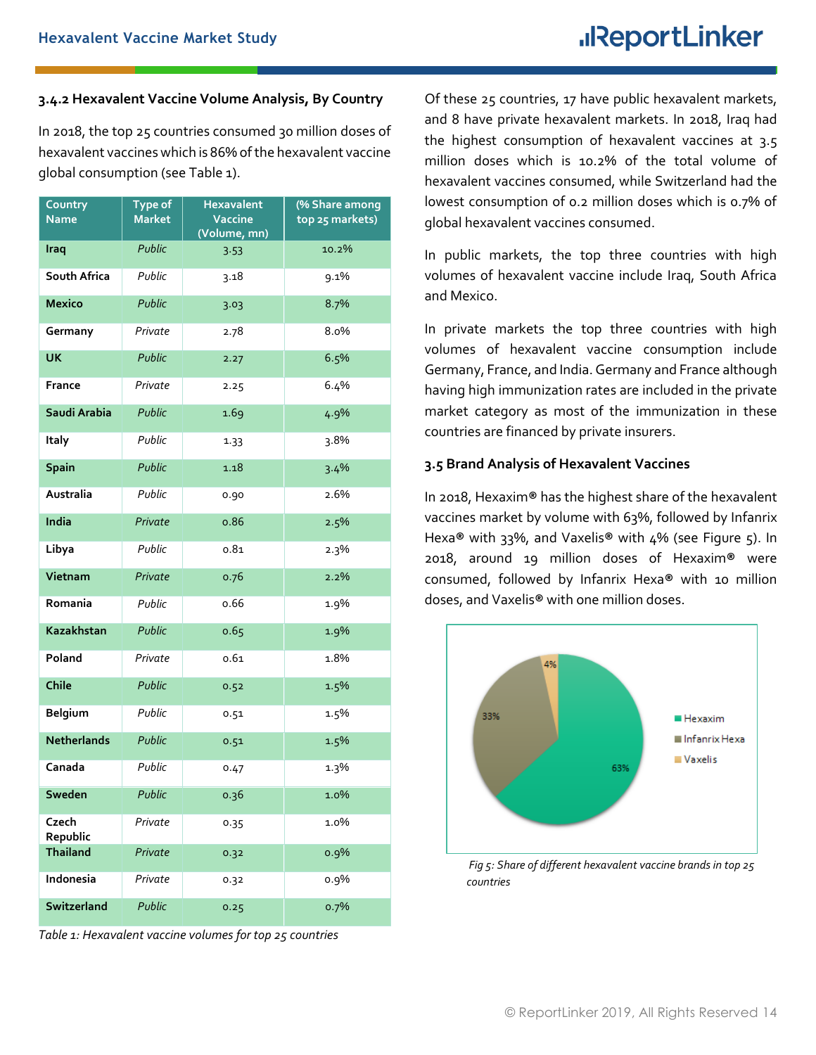### 3.4.2 Hexavalent Vaccine Volume Analysis, By Country

In 2018, the top 25 countries consumed 30 million doses of hexavalent vaccines which is 86% of the hexavalent vaccine global consumption (see Table 1).

| Country Name | Type of Market | Hexavalent Vaccine (Volume, mn) | (% Share among top 25 markets) |
|---|---|---|---|
| Iraq | Public | 3.53 | 10.2% |
| South Africa | Public | 3.18 | 9.1% |
| Mexico | Public | 3.03 | 8.7% |
| Germany | Private | 2.78 | 8.0% |
| UK | Public | 2.27 | 6.5% |
| France | Private | 2.25 | 6.4% |
| Saudi Arabia | Public | 1.69 | 4.9% |
| Italy | Public | 1.33 | 3.8% |
| Spain | Public | 1.18 | 3.4% |
| Australia | Public | 0.90 | 2.6% |
| India | Private | 0.86 | 2.5% |
| Libya | Public | 0.81 | 2.3% |
| Vietnam | Private | 0.76 | 2.2% |
| Romania | Public | 0.66 | 1.9% |
| Kazakhstan | Public | 0.65 | 1.9% |
| Poland | Private | 0.61 | 1.8% |
| Chile | Public | 0.52 | 1.5% |
| Belgium | Public | 0.51 | 1.5% |
| Netherlands | Public | 0.51 | 1.5% |
| Canada | Public | 0.47 | 1.3% |
| Sweden | Public | 0.36 | 1.0% |
| Czech Republic | Private | 0.35 | 1.0% |
| Thailand | Private | 0.32 | 0.9% |
| Indonesia | Private | 0.32 | 0.9% |
| Switzerland | Public | 0.25 | 0.7% |

*Table 1: Hexavalent vaccine volumes for top 25 countries*

Of these 25 countries, 17 have public hexavalent markets, and 8 have private hexavalent markets. In 2018, Iraq had the highest consumption of hexavalent vaccines at 3.5 million doses which is 10.2% of the total volume of hexavalent vaccines consumed, while Switzerland had the lowest consumption of 0.2 million doses which is 0.7% of global hexavalent vaccines consumed.

In public markets, the top three countries with high volumes of hexavalent vaccine include Iraq, South Africa and Mexico.

In private markets the top three countries with high volumes of hexavalent vaccine consumption include Germany, France, and India. Germany and France although having high immunization rates are included in the private market category as most of the immunization in these countries are financed by private insurers.

### 3.5 Brand Analysis of Hexavalent Vaccines

In 2018, Hexaxim® has the highest share of the hexavalent vaccines market by volume with 63%, followed by Infanrix Hexa® with 33%, and Vaxelis® with 4% (see Figure 5). In 2018, around 19 million doses of Hexaxim® were consumed, followed by Infanrix Hexa® with 10 million doses, and Vaxelis® with one million doses.

| Brand | Share |
|---|---|
| Hexaxim | 63% |
| Infanrix Hexa | 33% |
| Vaxelis | 4% |

*Fig 5: Share of different hexavalent vaccine brands in top 25 countries*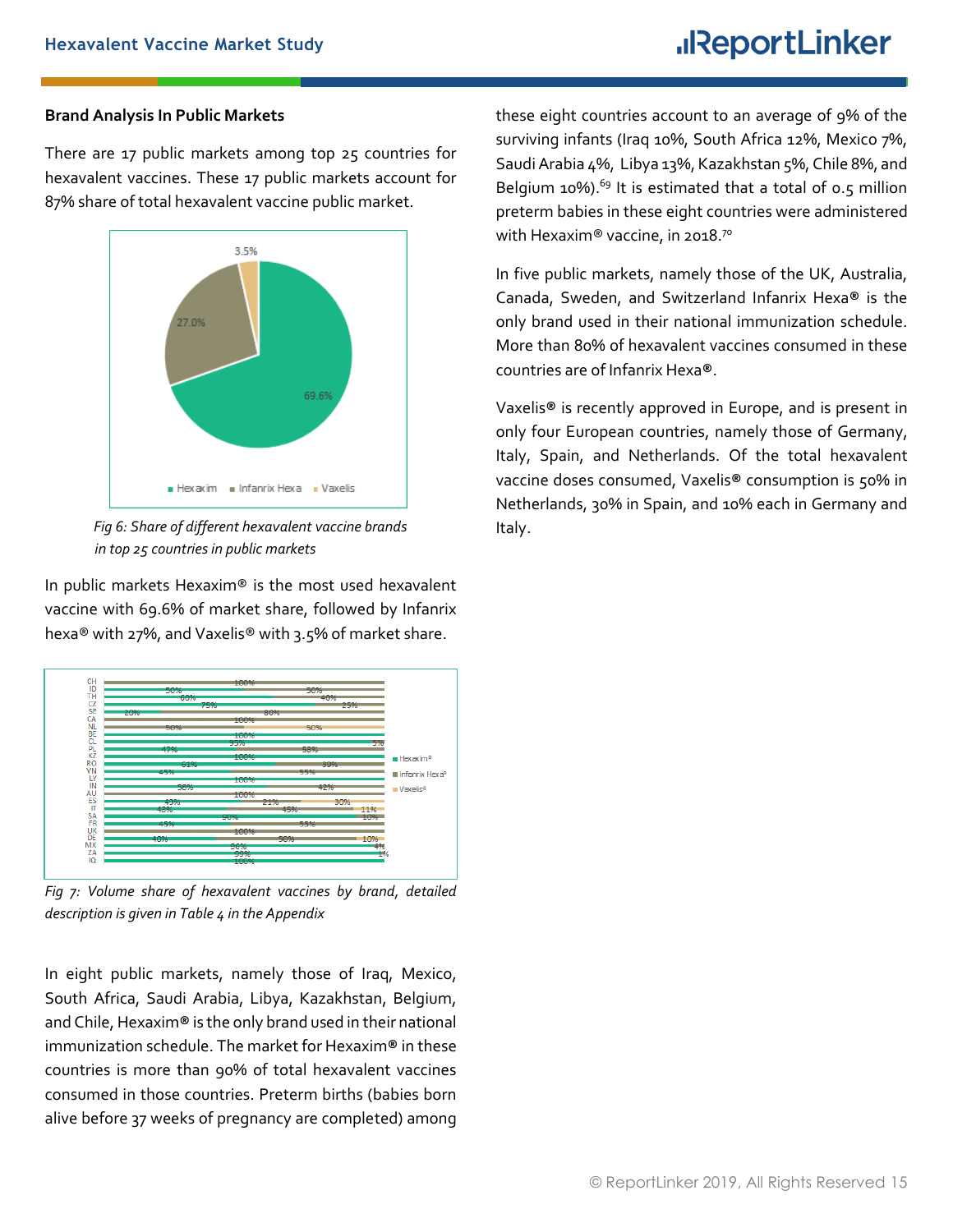### Brand Analysis In Public Markets

There are 17 public markets among top 25 countries for hexavalent vaccines. These 17 public markets account for 87% share of total hexavalent vaccine public market.

*Fig 6: Share of different hexavalent vaccine brands in top 25 countries in public markets*

In public markets Hexaxim® is the most used hexavalent vaccine with 69.6% of market share, followed by Infanrix hexa® with 27%, and Vaxelis® with 3.5% of market share.

*Fig 7: Volume share of hexavalent vaccines by brand, detailed description is given in Table 4 in the Appendix*

In eight public markets, namely those of Iraq, Mexico, South Africa, Saudi Arabia, Libya, Kazakhstan, Belgium, and Chile, Hexaxim**®** is the only brand used in their national immunization schedule. The market for Hexaxim® in these countries is more than 90% of total hexavalent vaccines consumed in those countries. Preterm births (babies born alive before 37 weeks of pregnancy are completed) among these eight countries account to an average of 9% of the surviving infants (Iraq 10%, South Africa 12%, Mexico 7%, Saudi Arabia 4%, Libya 13%, Kazakhstan 5%, Chile 8%, and Belgium 10%).[69] It is estimated that a total of 0.5 million preterm babies in these eight countries were administered with Hexaxim® vaccine, in 2018.[70]

In five public markets, namely those of the UK, Australia, Canada, Sweden, and Switzerland Infanrix Hexa**®** is the only brand used in their national immunization schedule. More than 80% of hexavalent vaccines consumed in these countries are of Infanrix Hexa**®**.

Vaxelis® is recently approved in Europe, and is present in only four European countries, namely those of Germany, Italy, Spain, and Netherlands. Of the total hexavalent vaccine doses consumed, Vaxelis® consumption is 50% in Netherlands, 30% in Spain, and 10% each in Germany and Italy.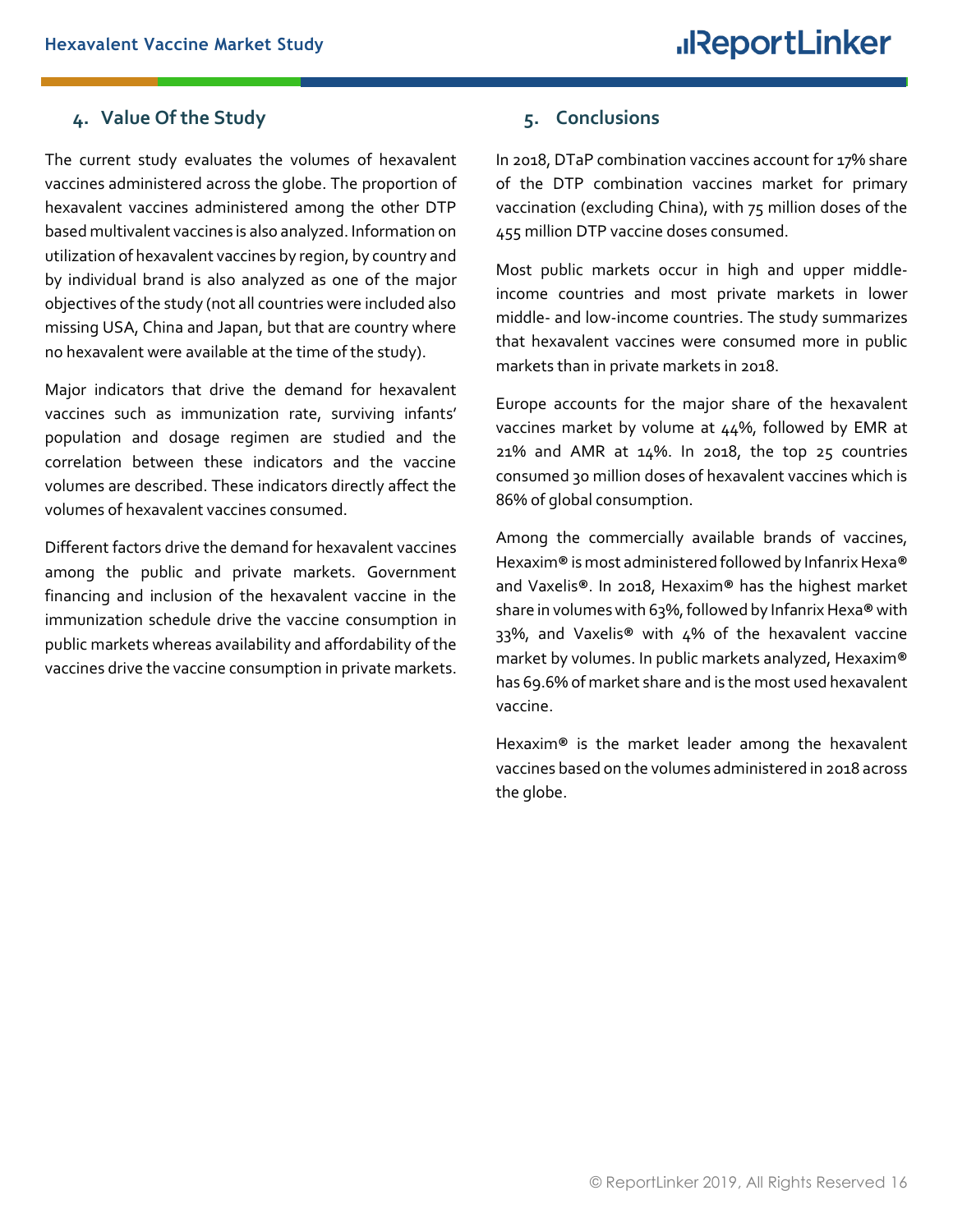## 4. Value Of the Study

The current study evaluates the volumes of hexavalent vaccines administered across the globe. The proportion of hexavalent vaccines administered among the other DTP based multivalent vaccines is also analyzed. Information on utilization of hexavalent vaccines by region, by country and by individual brand is also analyzed as one of the major objectives of the study (not all countries were included also missing USA, China and Japan, but that are country where no hexavalent were available at the time of the study).

Major indicators that drive the demand for hexavalent vaccines such as immunization rate, surviving infants' population and dosage regimen are studied and the correlation between these indicators and the vaccine volumes are described. These indicators directly affect the volumes of hexavalent vaccines consumed.

Different factors drive the demand for hexavalent vaccines among the public and private markets. Government financing and inclusion of the hexavalent vaccine in the immunization schedule drive the vaccine consumption in public markets whereas availability and affordability of the vaccines drive the vaccine consumption in private markets.

## 5. Conclusions

In 2018, DTaP combination vaccines account for 17% share of the DTP combination vaccines market for primary vaccination (excluding China), with 75 million doses of the 455 million DTP vaccine doses consumed.

Most public markets occur in high and upper middle-income countries and most private markets in lower middle- and low-income countries. The study summarizes that hexavalent vaccines were consumed more in public markets than in private markets in 2018.

Europe accounts for the major share of the hexavalent vaccines market by volume at 44%, followed by EMR at 21% and AMR at 14%. In 2018, the top 25 countries consumed 30 million doses of hexavalent vaccines which is 86% of global consumption.

Among the commercially available brands of vaccines, Hexaxim® is most administered followed by Infanrix Hexa® and Vaxelis®. In 2018, Hexaxim® has the highest market share in volumes with 63%, followed by Infanrix Hexa® with 33%, and Vaxelis® with 4% of the hexavalent vaccine market by volumes. In public markets analyzed, Hexaxim® has 69.6% of market share and is the most used hexavalent vaccine.

Hexaxim® is the market leader among the hexavalent vaccines based on the volumes administered in 2018 across the globe.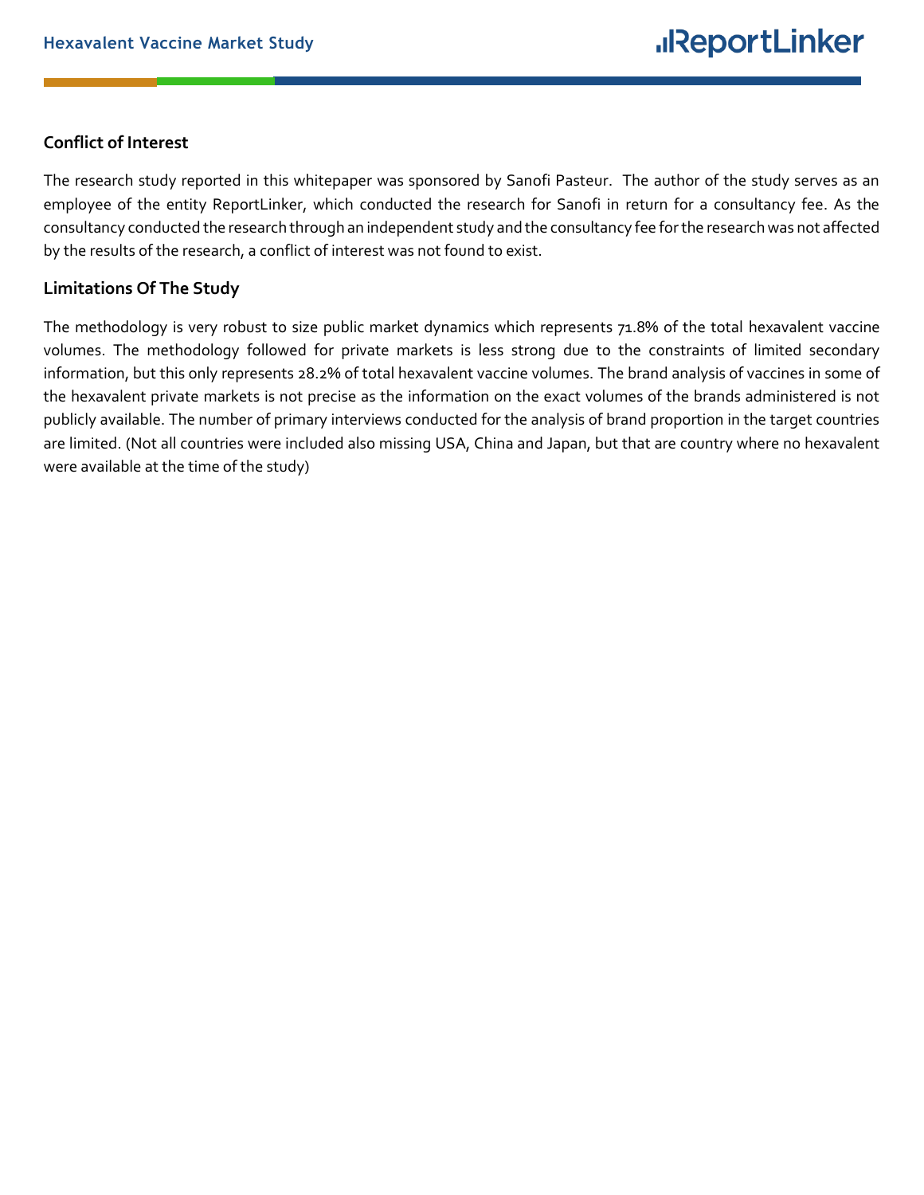## Conflict of Interest

The research study reported in this whitepaper was sponsored by Sanofi Pasteur. The author of the study serves as an employee of the entity ReportLinker, which conducted the research for Sanofi in return for a consultancy fee. As the consultancy conducted the research through an independent study and the consultancy fee for the research was not affected by the results of the research, a conflict of interest was not found to exist.

## Limitations Of The Study

The methodology is very robust to size public market dynamics which represents 71.8% of the total hexavalent vaccine volumes. The methodology followed for private markets is less strong due to the constraints of limited secondary information, but this only represents 28.2% of total hexavalent vaccine volumes. The brand analysis of vaccines in some of the hexavalent private markets is not precise as the information on the exact volumes of the brands administered is not publicly available. The number of primary interviews conducted for the analysis of brand proportion in the target countries are limited. (Not all countries were included also missing USA, China and Japan, but that are country where no hexavalent were available at the time of the study)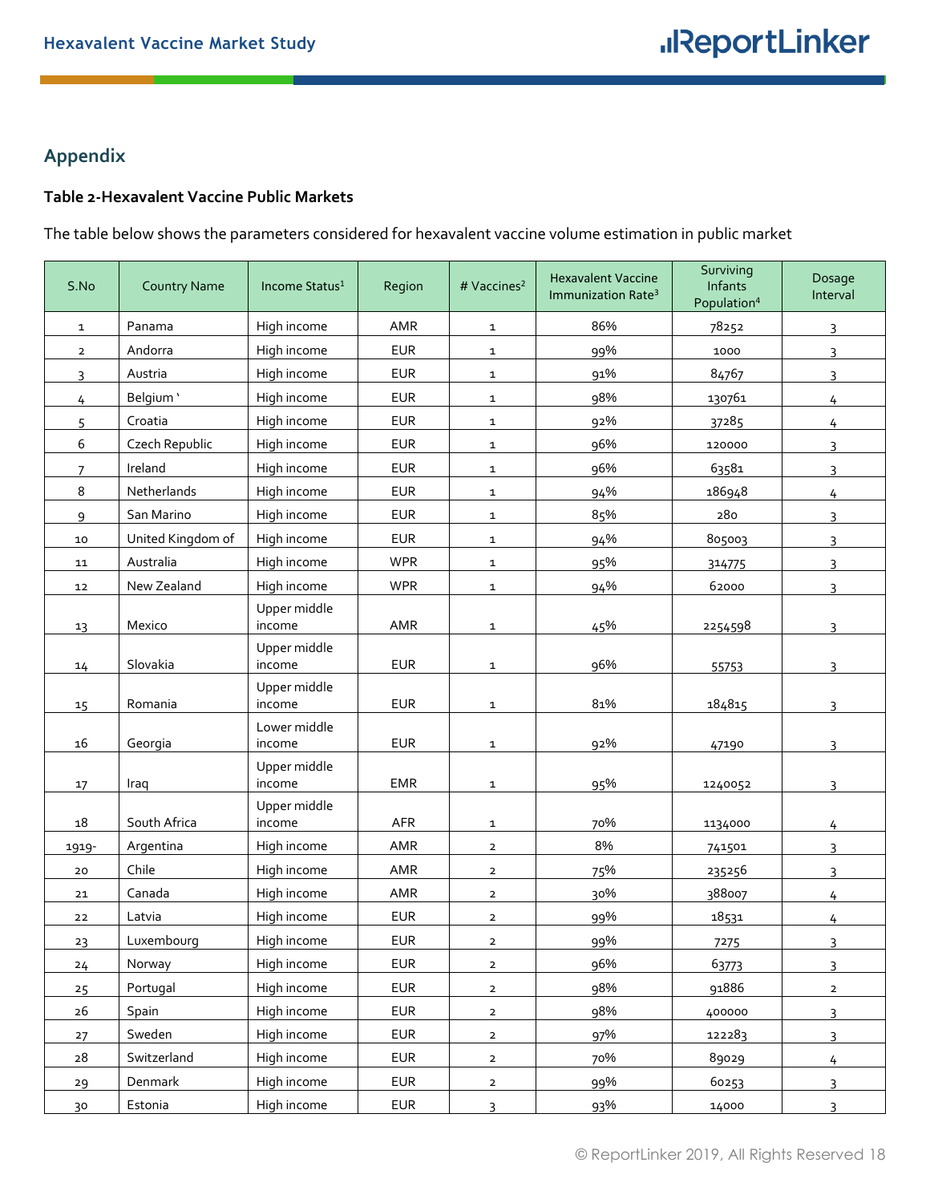## Appendix

**Table 2-Hexavalent Vaccine Public Markets**

The table below shows the parameters considered for hexavalent vaccine volume estimation in public market

| S.No | Country Name | Income Status[1] | Region | # Vaccines[2] | Hexavalent Vaccine Immunization Rate[3] | Surviving Infants Population[4] | Dosage Interval |
|---|---|---|---|---|---|---|---|
| 1 | Panama | High income | AMR | 1 | 86% | 78252 | 3 |
| 2 | Andorra | High income | EUR | 1 | 99% | 1000 | 3 |
| 3 | Austria | High income | EUR | 1 | 91% | 84767 | 3 |
| 4 | Belgium ' | High income | EUR | 1 | 98% | 130761 | 4 |
| 5 | Croatia | High income | EUR | 1 | 92% | 37285 | 4 |
| 6 | Czech Republic | High income | EUR | 1 | 96% | 120000 | 3 |
| 7 | Ireland | High income | EUR | 1 | 96% | 63581 | 3 |
| 8 | Netherlands | High income | EUR | 1 | 94% | 186948 | 4 |
| 9 | San Marino | High income | EUR | 1 | 85% | 280 | 3 |
| 10 | United Kingdom of | High income | EUR | 1 | 94% | 805003 | 3 |
| 11 | Australia | High income | WPR | 1 | 95% | 314775 | 3 |
| 12 | New Zealand | High income | WPR | 1 | 94% | 62000 | 3 |
| 13 | Mexico | Upper middle income | AMR | 1 | 45% | 2254598 | 3 |
| 14 | Slovakia | Upper middle income | EUR | 1 | 96% | 55753 | 3 |
| 15 | Romania | Upper middle income | EUR | 1 | 81% | 184815 | 3 |
| 16 | Georgia | Lower middle income | EUR | 1 | 92% | 47190 | 3 |
| 17 | Iraq | Upper middle income | EMR | 1 | 95% | 1240052 | 3 |
| 18 | South Africa | Upper middle income | AFR | 1 | 70% | 1134000 | 4 |
| 1919- | Argentina | High income | AMR | 2 | 8% | 741501 | 3 |
| 20 | Chile | High income | AMR | 2 | 75% | 235256 | 3 |
| 21 | Canada | High income | AMR | 2 | 30% | 388007 | 4 |
| 22 | Latvia | High income | EUR | 2 | 99% | 18531 | 4 |
| 23 | Luxembourg | High income | EUR | 2 | 99% | 7275 | 3 |
| 24 | Norway | High income | EUR | 2 | 96% | 63773 | 3 |
| 25 | Portugal | High income | EUR | 2 | 98% | 91886 | 2 |
| 26 | Spain | High income | EUR | 2 | 98% | 400000 | 3 |
| 27 | Sweden | High income | EUR | 2 | 97% | 122283 | 3 |
| 28 | Switzerland | High income | EUR | 2 | 70% | 89029 | 4 |
| 29 | Denmark | High income | EUR | 2 | 99% | 60253 | 3 |
| 30 | Estonia | High income | EUR | 3 | 93% | 14000 | 3 |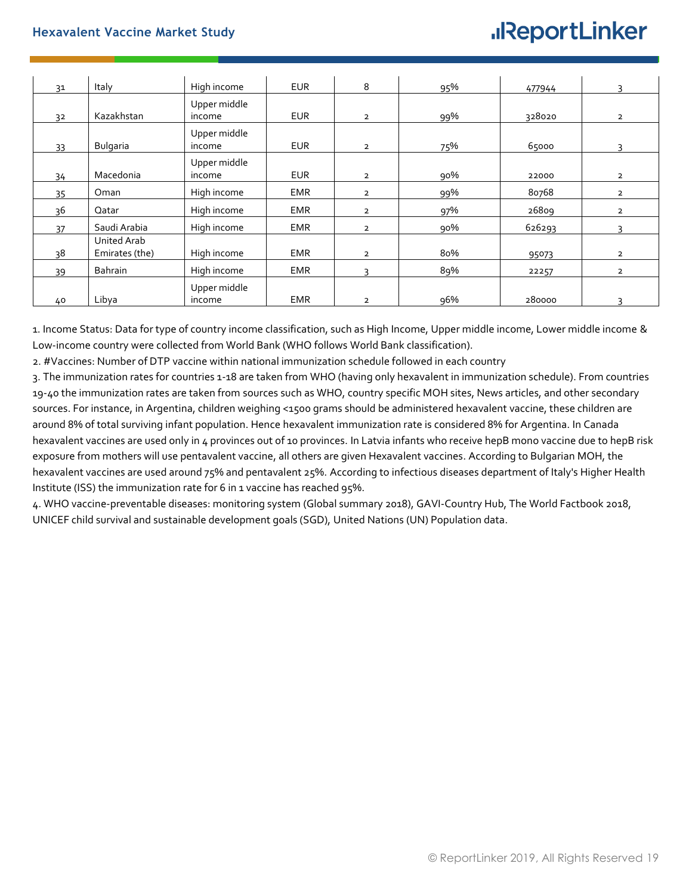| | | | | | | | |
|---|---|---|---|---|---|---|---|
| 31 | Italy | High income | EUR | 8 | 95% | 477944 | 3 |
| 32 | Kazakhstan | Upper middle income | EUR | 2 | 99% | 328020 | 2 |
| 33 | Bulgaria | Upper middle income | EUR | 2 | 75% | 65000 | 3 |
| 34 | Macedonia | Upper middle income | EUR | 2 | 90% | 22000 | 2 |
| 35 | Oman | High income | EMR | 2 | 99% | 80768 | 2 |
| 36 | Qatar | High income | EMR | 2 | 97% | 26809 | 2 |
| 37 | Saudi Arabia | High income | EMR | 2 | 90% | 626293 | 3 |
| 38 | United Arab Emirates (the) | High income | EMR | 2 | 80% | 95073 | 2 |
| 39 | Bahrain | High income | EMR | 3 | 89% | 22257 | 2 |
| 40 | Libya | Upper middle income | EMR | 2 | 96% | 280000 | 3 |

1. Income Status: Data for type of country income classification, such as High Income, Upper middle income, Lower middle income & Low-income country were collected from World Bank (WHO follows World Bank classification).
2. #Vaccines: Number of DTP vaccine within national immunization schedule followed in each country
3. The immunization rates for countries 1-18 are taken from WHO (having only hexavalent in immunization schedule). From countries 19-40 the immunization rates are taken from sources such as WHO, country specific MOH sites, News articles, and other secondary sources. For instance, in Argentina, children weighing <1500 grams should be administered hexavalent vaccine, these children are around 8% of total surviving infant population. Hence hexavalent immunization rate is considered 8% for Argentina. In Canada hexavalent vaccines are used only in 4 provinces out of 10 provinces. In Latvia infants who receive hepB mono vaccine due to hepB risk exposure from mothers will use pentavalent vaccine, all others are given Hexavalent vaccines. According to Bulgarian MOH, the hexavalent vaccines are used around 75% and pentavalent 25%. According to infectious diseases department of Italy's Higher Health Institute (ISS) the immunization rate for 6 in 1 vaccine has reached 95%.
4. WHO vaccine-preventable diseases: monitoring system (Global summary 2018), GAVI-Country Hub, The World Factbook 2018, UNICEF child survival and sustainable development goals (SGD), United Nations (UN) Population data.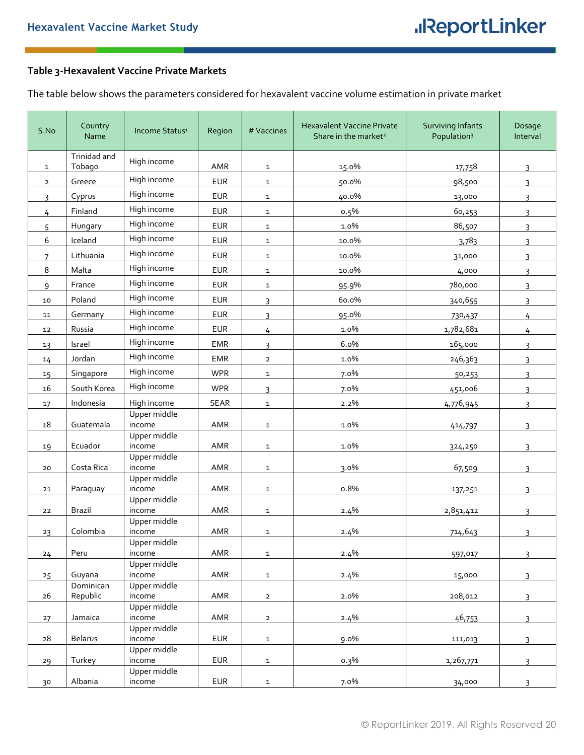**Table 3-Hexavalent Vaccine Private Markets**

The table below shows the parameters considered for hexavalent vaccine volume estimation in private market

| S.No | Country Name | Income Status[1] | Region | # Vaccines | Hexavalent Vaccine Private Share in the market[2] | Surviving Infants Population[3] | Dosage Interval |
|---|---|---|---|---|---|---|---|
| 1 | Trinidad and Tobago | High income | AMR | 1 | 15.0% | 17,758 | 3 |
| 2 | Greece | High income | EUR | 1 | 50.0% | 98,500 | 3 |
| 3 | Cyprus | High income | EUR | 1 | 40.0% | 13,000 | 3 |
| 4 | Finland | High income | EUR | 1 | 0.5% | 60,253 | 3 |
| 5 | Hungary | High income | EUR | 1 | 1.0% | 86,507 | 3 |
| 6 | Iceland | High income | EUR | 1 | 10.0% | 3,783 | 3 |
| 7 | Lithuania | High income | EUR | 1 | 10.0% | 31,000 | 3 |
| 8 | Malta | High income | EUR | 1 | 10.0% | 4,000 | 3 |
| 9 | France | High income | EUR | 1 | 95.9% | 780,000 | 3 |
| 10 | Poland | High income | EUR | 3 | 60.0% | 340,655 | 3 |
| 11 | Germany | High income | EUR | 3 | 95.0% | 730,437 | 4 |
| 12 | Russia | High income | EUR | 4 | 1.0% | 1,782,681 | 4 |
| 13 | Israel | High income | EMR | 3 | 6.0% | 165,000 | 3 |
| 14 | Jordan | High income | EMR | 2 | 1.0% | 246,363 | 3 |
| 15 | Singapore | High income | WPR | 1 | 7.0% | 50,253 | 3 |
| 16 | South Korea | High income | WPR | 3 | 7.0% | 451,006 | 3 |
| 17 | Indonesia | High income | SEAR | 1 | 2.2% | 4,776,945 | 3 |
| 18 | Guatemala | Upper middle income | AMR | 1 | 1.0% | 414,797 | 3 |
| 19 | Ecuador | Upper middle income | AMR | 1 | 1.0% | 324,250 | 3 |
| 20 | Costa Rica | Upper middle income | AMR | 1 | 3.0% | 67,509 | 3 |
| 21 | Paraguay | Upper middle income | AMR | 1 | 0.8% | 137,251 | 3 |
| 22 | Brazil | Upper middle income | AMR | 1 | 2.4% | 2,851,412 | 3 |
| 23 | Colombia | Upper middle income | AMR | 1 | 2.4% | 714,643 | 3 |
| 24 | Peru | Upper middle income | AMR | 1 | 2.4% | 597,017 | 3 |
| 25 | Guyana | Upper middle income | AMR | 1 | 2.4% | 15,000 | 3 |
| 26 | Dominican Republic | Upper middle income | AMR | 2 | 2.0% | 208,012 | 3 |
| 27 | Jamaica | Upper middle income | AMR | 2 | 2.4% | 46,753 | 3 |
| 28 | Belarus | Upper middle income | EUR | 1 | 9.0% | 111,013 | 3 |
| 29 | Turkey | Upper middle income | EUR | 1 | 0.3% | 1,267,771 | 3 |
| 30 | Albania | Upper middle income | EUR | 1 | 7.0% | 34,000 | 3 |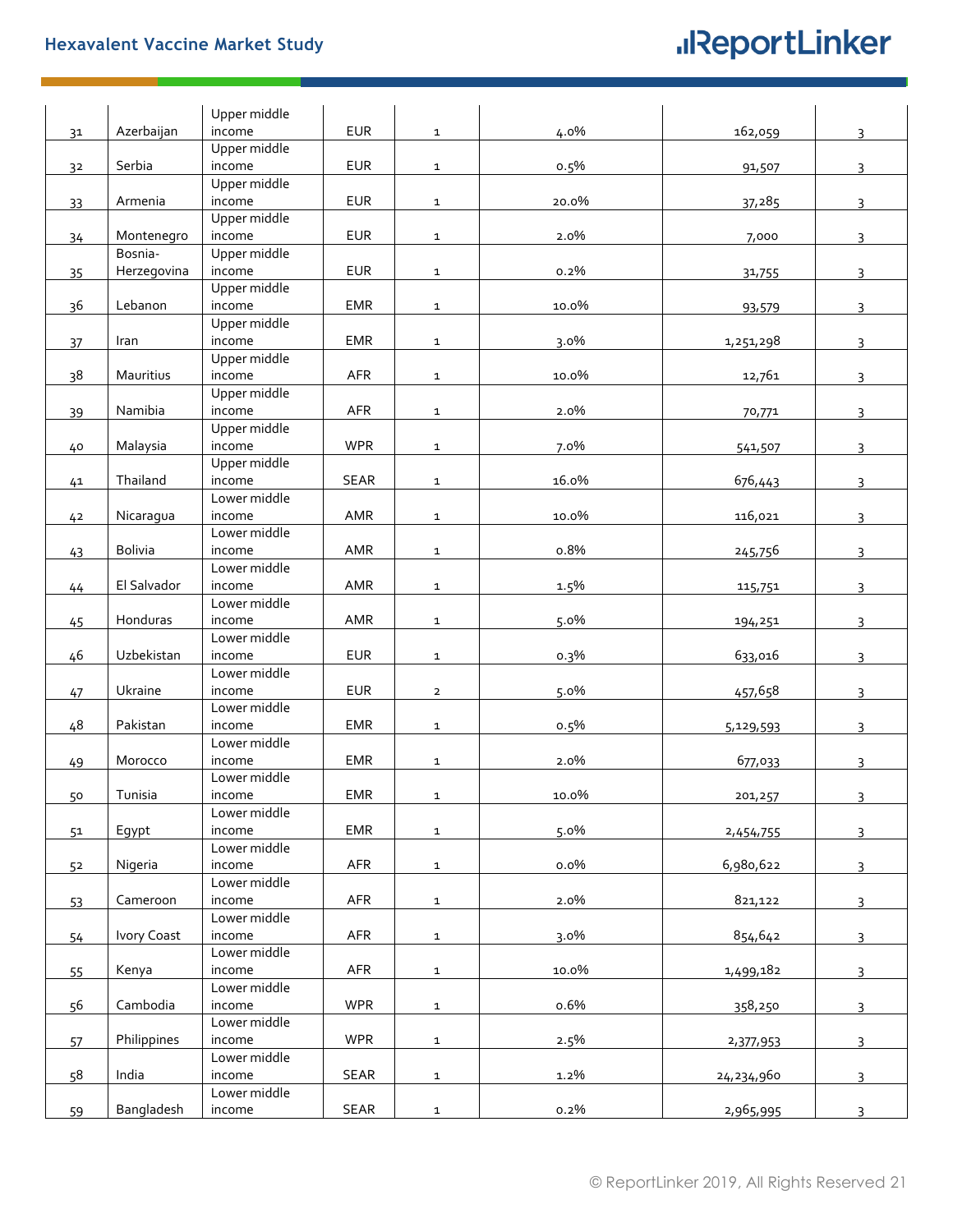| | | | | | | | |
|---|---|---|---|---|---|---|---|
| 31 | Azerbaijan | Upper middle income | EUR | 1 | 4.0% | 162,059 | 3 |
| 32 | Serbia | Upper middle income | EUR | 1 | 0.5% | 91,507 | 3 |
| 33 | Armenia | Upper middle income | EUR | 1 | 20.0% | 37,285 | 3 |
| 34 | Montenegro | Upper middle income | EUR | 1 | 2.0% | 7,000 | 3 |
| 35 | Bosnia-Herzegovina | Upper middle income | EUR | 1 | 0.2% | 31,755 | 3 |
| 36 | Lebanon | Upper middle income | EMR | 1 | 10.0% | 93,579 | 3 |
| 37 | Iran | Upper middle income | EMR | 1 | 3.0% | 1,251,298 | 3 |
| 38 | Mauritius | Upper middle income | AFR | 1 | 10.0% | 12,761 | 3 |
| 39 | Namibia | Upper middle income | AFR | 1 | 2.0% | 70,771 | 3 |
| 40 | Malaysia | Upper middle income | WPR | 1 | 7.0% | 541,507 | 3 |
| 41 | Thailand | Upper middle income | SEAR | 1 | 16.0% | 676,443 | 3 |
| 42 | Nicaragua | Lower middle income | AMR | 1 | 10.0% | 116,021 | 3 |
| 43 | Bolivia | Lower middle income | AMR | 1 | 0.8% | 245,756 | 3 |
| 44 | El Salvador | Lower middle income | AMR | 1 | 1.5% | 115,751 | 3 |
| 45 | Honduras | Lower middle income | AMR | 1 | 5.0% | 194,251 | 3 |
| 46 | Uzbekistan | Lower middle income | EUR | 1 | 0.3% | 633,016 | 3 |
| 47 | Ukraine | Lower middle income | EUR | 2 | 5.0% | 457,658 | 3 |
| 48 | Pakistan | Lower middle income | EMR | 1 | 0.5% | 5,129,593 | 3 |
| 49 | Morocco | Lower middle income | EMR | 1 | 2.0% | 677,033 | 3 |
| 50 | Tunisia | Lower middle income | EMR | 1 | 10.0% | 201,257 | 3 |
| 51 | Egypt | Lower middle income | EMR | 1 | 5.0% | 2,454,755 | 3 |
| 52 | Nigeria | Lower middle income | AFR | 1 | 0.0% | 6,980,622 | 3 |
| 53 | Cameroon | Lower middle income | AFR | 1 | 2.0% | 821,122 | 3 |
| 54 | Ivory Coast | Lower middle income | AFR | 1 | 3.0% | 854,642 | 3 |
| 55 | Kenya | Lower middle income | AFR | 1 | 10.0% | 1,499,182 | 3 |
| 56 | Cambodia | Lower middle income | WPR | 1 | 0.6% | 358,250 | 3 |
| 57 | Philippines | Lower middle income | WPR | 1 | 2.5% | 2,377,953 | 3 |
| 58 | India | Lower middle income | SEAR | 1 | 1.2% | 24,234,960 | 3 |
| 59 | Bangladesh | Lower middle income | SEAR | 1 | 0.2% | 2,965,995 | 3 |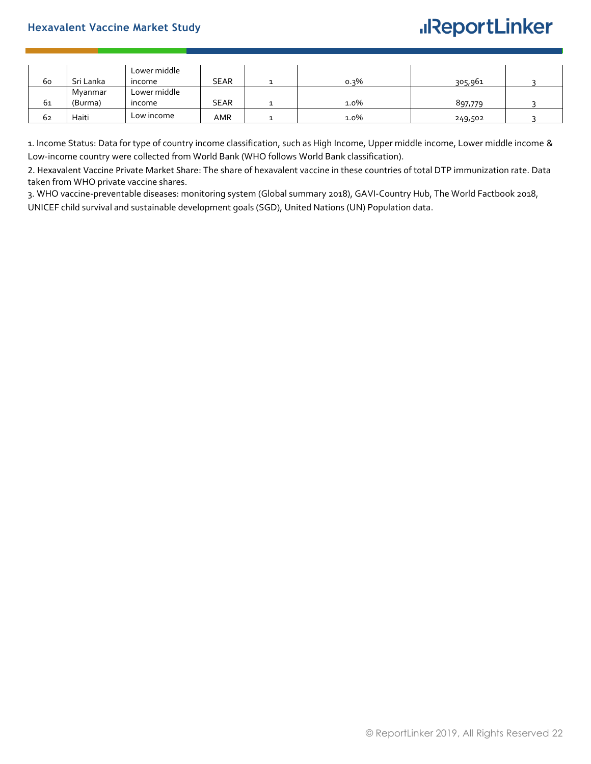| | | | | | | | |
|---|---|---|---|---|---|---|---|
| 60 | Sri Lanka | Lower middle income | SEAR | 1 | 0.3% | 305,961 | 3 |
| 61 | Myanmar (Burma) | Lower middle income | SEAR | 1 | 1.0% | 897,779 | 3 |
| 62 | Haiti | Low income | AMR | 1 | 1.0% | 249,502 | 3 |

1. Income Status: Data for type of country income classification, such as High Income, Upper middle income, Lower middle income & Low-income country were collected from World Bank (WHO follows World Bank classification).

2. Hexavalent Vaccine Private Market Share: The share of hexavalent vaccine in these countries of total DTP immunization rate. Data taken from WHO private vaccine shares.

3. WHO vaccine-preventable diseases: monitoring system (Global summary 2018), GAVI-Country Hub, The World Factbook 2018, UNICEF child survival and sustainable development goals (SGD), United Nations (UN) Population data.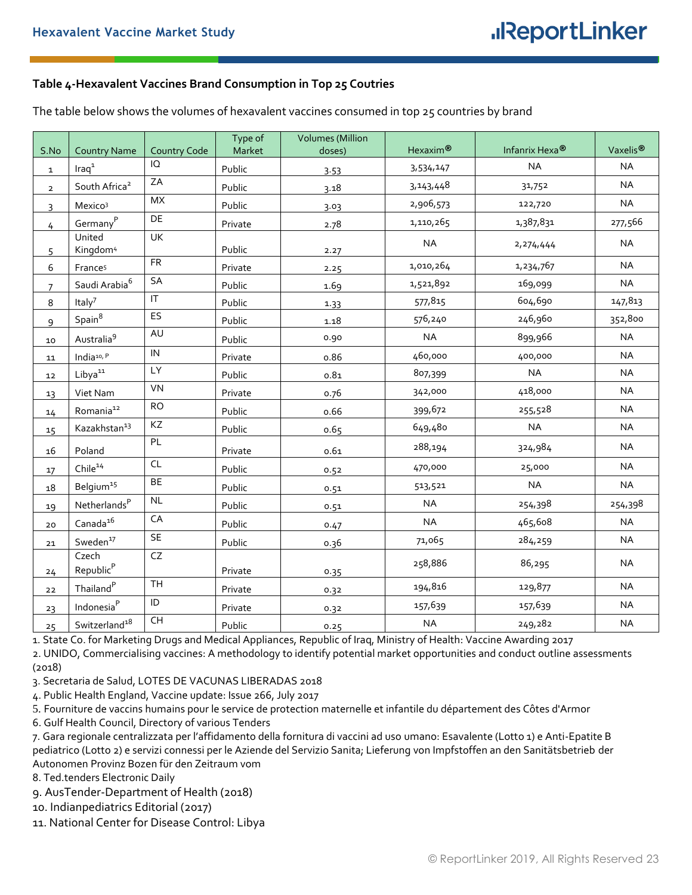**Table 4-Hexavalent Vaccines Brand Consumption in Top 25 Coutries**

The table below shows the volumes of hexavalent vaccines consumed in top 25 countries by brand

| S.No | Country Name | Country Code | Type of Market | Volumes (Million doses) | Hexaxim® | Infanrix Hexa® | Vaxelis® |
|---|---|---|---|---|---|---|---|
| 1 | Iraq[1] | IQ | Public | 3.53 | 3,534,147 | NA | NA |
| 2 | South Africa[2] | ZA | Public | 3.18 | 3,143,448 | 31,752 | NA |
| 3 | Mexico[3] | MX | Public | 3.03 | 2,906,573 | 122,720 | NA |
| 4 | Germany[P] | DE | Private | 2.78 | 1,110,265 | 1,387,831 | 277,566 |
| 5 | United Kingdom[4] | UK | Public | 2.27 | NA | 2,274,444 | NA |
| 6 | France[5] | FR | Private | 2.25 | 1,010,264 | 1,234,767 | NA |
| 7 | Saudi Arabia[6] | SA | Public | 1.69 | 1,521,892 | 169,099 | NA |
| 8 | Italy[7] | IT | Public | 1.33 | 577,815 | 604,690 | 147,813 |
| 9 | Spain[8] | ES | Public | 1.18 | 576,240 | 246,960 | 352,800 |
| 10 | Australia[9] | AU | Public | 0.90 | NA | 899,966 | NA |
| 11 | India[10, P] | IN | Private | 0.86 | 460,000 | 400,000 | NA |
| 12 | Libya[11] | LY | Public | 0.81 | 807,399 | NA | NA |
| 13 | Viet Nam | VN | Private | 0.76 | 342,000 | 418,000 | NA |
| 14 | Romania[12] | RO | Public | 0.66 | 399,672 | 255,528 | NA |
| 15 | Kazakhstan[13] | KZ | Public | 0.65 | 649,480 | NA | NA |
| 16 | Poland | PL | Private | 0.61 | 288,194 | 324,984 | NA |
| 17 | Chile[14] | CL | Public | 0.52 | 470,000 | 25,000 | NA |
| 18 | Belgium[15] | BE | Public | 0.51 | 513,521 | NA | NA |
| 19 | Netherlands[P] | NL | Public | 0.51 | NA | 254,398 | 254,398 |
| 20 | Canada[16] | CA | Public | 0.47 | NA | 465,608 | NA |
| 21 | Sweden[17] | SE | Public | 0.36 | 71,065 | 284,259 | NA |
| 24 | Czech Republic[P] | CZ | Private | 0.35 | 258,886 | 86,295 | NA |
| 22 | Thailand[P] | TH | Private | 0.32 | 194,816 | 129,877 | NA |
| 23 | Indonesia[P] | ID | Private | 0.32 | 157,639 | 157,639 | NA |
| 25 | Switzerland[18] | CH | Public | 0.25 | NA | 249,282 | NA |

1. State Co. for Marketing Drugs and Medical Appliances, Republic of Iraq, Ministry of Health: Vaccine Awarding 2017
2. UNIDO, Commercialising vaccines: A methodology to identify potential market opportunities and conduct outline assessments (2018)
3. Secretaria de Salud, LOTES DE VACUNAS LIBERADAS 2018
4. Public Health England, Vaccine update: Issue 266, July 2017
5. Fourniture de vaccins humains pour le service de protection maternelle et infantile du département des Côtes d'Armor
6. Gulf Health Council, Directory of various Tenders
7. Gara regionale centralizzata per l'affidamento della fornitura di vaccini ad uso umano: Esavalente (Lotto 1) e Anti-Epatite B pediatrico (Lotto 2) e servizi connessi per le Aziende del Servizio Sanita; Lieferung von Impfstoffen an den Sanitätsbetrieb der Autonomen Provinz Bozen für den Zeitraum vom
8. Ted.tenders Electronic Daily
9. AusTender-Department of Health (2018)
10. Indianpediatrics Editorial (2017)
11. National Center for Disease Control: Libya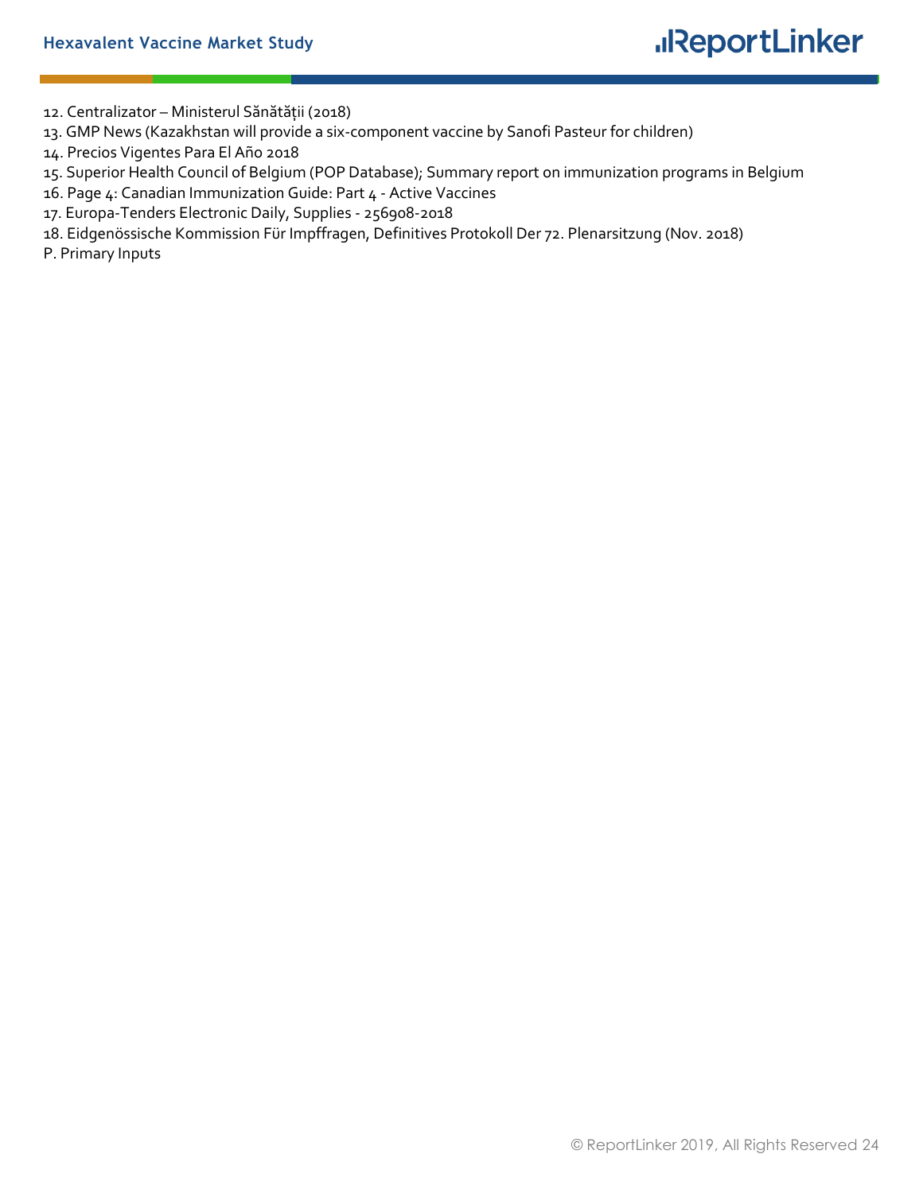12. Centralizator – Ministerul Sănătății (2018)
13. GMP News (Kazakhstan will provide a six-component vaccine by Sanofi Pasteur for children)
14. Precios Vigentes Para El Año 2018
15. Superior Health Council of Belgium (POP Database); Summary report on immunization programs in Belgium
16. Page 4: Canadian Immunization Guide: Part 4 - Active Vaccines
17. Europa-Tenders Electronic Daily, Supplies - 256908-2018
18. Eidgenössische Kommission Für Impffragen, Definitives Protokoll Der 72. Plenarsitzung (Nov. 2018)

P. Primary Inputs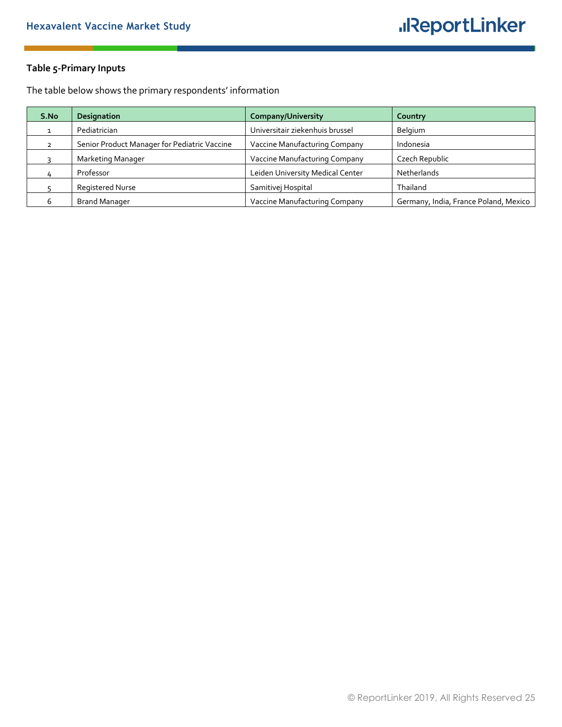**Table 5-Primary Inputs**

The table below shows the primary respondents' information

| S.No | Designation | Company/University | Country |
|---|---|---|---|
| 1 | Pediatrician | Universitair ziekenhuis brussel | Belgium |
| 2 | Senior Product Manager for Pediatric Vaccine | Vaccine Manufacturing Company | Indonesia |
| 3 | Marketing Manager | Vaccine Manufacturing Company | Czech Republic |
| 4 | Professor | Leiden University Medical Center | Netherlands |
| 5 | Registered Nurse | Samitivej Hospital | Thailand |
| 6 | Brand Manager | Vaccine Manufacturing Company | Germany, India, France Poland, Mexico |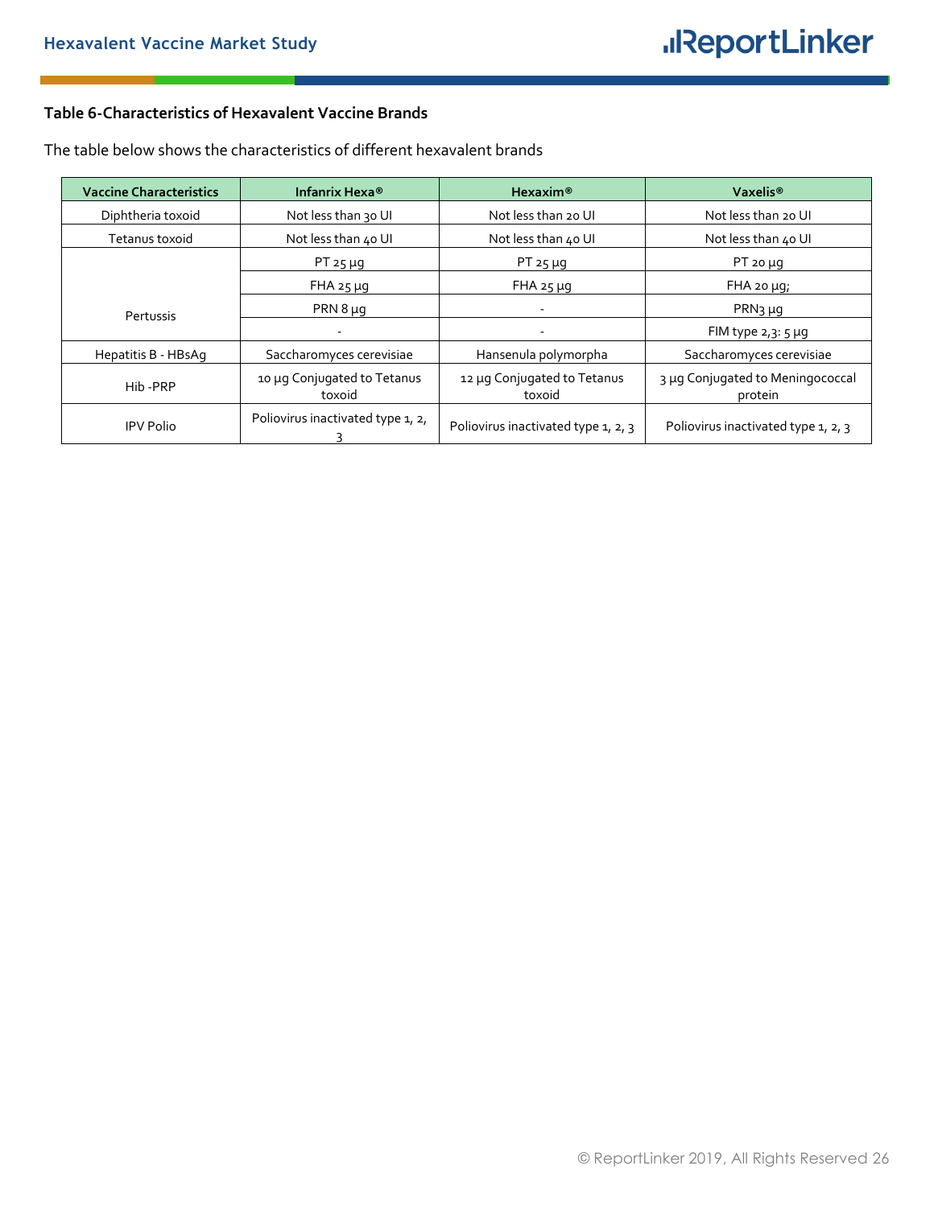**Table 6-Characteristics of Hexavalent Vaccine Brands**

The table below shows the characteristics of different hexavalent brands

| Vaccine Characteristics | Infanrix Hexa® | Hexaxim® | Vaxelis® |
|---|---|---|---|
| Diphtheria toxoid | Not less than 30 UI | Not less than 20 UI | Not less than 20 UI |
| Tetanus toxoid | Not less than 40 UI | Not less than 40 UI | Not less than 40 UI |
| Pertussis | PT 25 µg | PT 25 µg | PT 20 µg |
| | FHA 25 µg | FHA 25 µg | FHA 20 µg; |
| | PRN 8 µg | - | PRN3 µg |
| | - | - | FIM type 2,3: 5 µg |
| Hepatitis B - HBsAg | Saccharomyces cerevisiae | Hansenula polymorpha | Saccharomyces cerevisiae |
| Hib -PRP | 10 µg Conjugated to Tetanus toxoid | 12 µg Conjugated to Tetanus toxoid | 3 µg Conjugated to Meningococcal protein |
| IPV Polio | Poliovirus inactivated type 1, 2, 3 | Poliovirus inactivated type 1, 2, 3 | Poliovirus inactivated type 1, 2, 3 |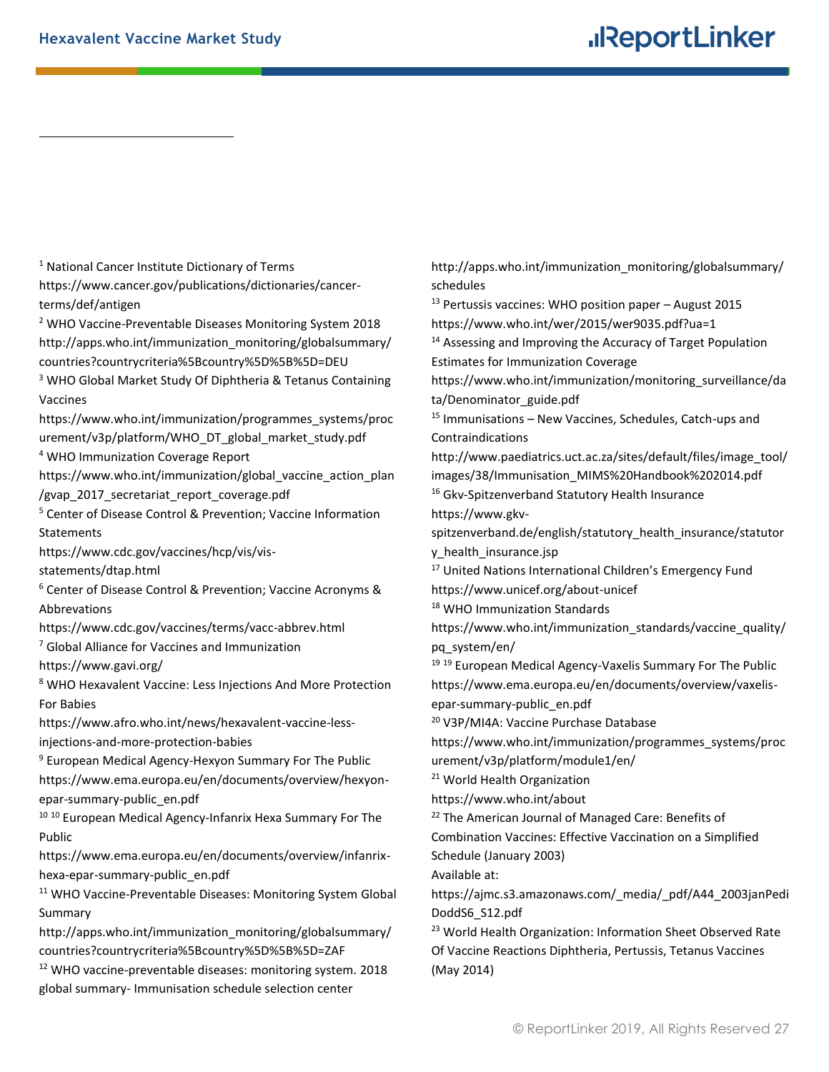[1] National Cancer Institute Dictionary of Terms
https://www.cancer.gov/publications/dictionaries/cancer-terms/def/antigen

[2] WHO Vaccine-Preventable Diseases Monitoring System 2018
http://apps.who.int/immunization_monitoring/globalsummary/countries?countrycriteria%5Bcountry%5D%5B%5D=DEU

[3] WHO Global Market Study Of Diphtheria & Tetanus Containing Vaccines
https://www.who.int/immunization/programmes_systems/procurement/v3p/platform/WHO_DT_global_market_study.pdf

[4] WHO Immunization Coverage Report
https://www.who.int/immunization/global_vaccine_action_plan/gvap_2017_secretariat_report_coverage.pdf

[5] Center of Disease Control & Prevention; Vaccine Information Statements
https://www.cdc.gov/vaccines/hcp/vis/vis-statements/dtap.html

[6] Center of Disease Control & Prevention; Vaccine Acronyms & Abbrevations
https://www.cdc.gov/vaccines/terms/vacc-abbrev.html

[7] Global Alliance for Vaccines and Immunization
https://www.gavi.org/

[8] WHO Hexavalent Vaccine: Less Injections And More Protection For Babies
https://www.afro.who.int/news/hexavalent-vaccine-less-injections-and-more-protection-babies

[9] European Medical Agency-Hexyon Summary For The Public
https://www.ema.europa.eu/en/documents/overview/hexyon-epar-summary-public_en.pdf

[10] [10] European Medical Agency-Infanrix Hexa Summary For The Public
https://www.ema.europa.eu/en/documents/overview/infanrix-hexa-epar-summary-public_en.pdf

[11] WHO Vaccine-Preventable Diseases: Monitoring System Global Summary
http://apps.who.int/immunization_monitoring/globalsummary/countries?countrycriteria%5Bcountry%5D%5B%5D=ZAF

[12] WHO vaccine-preventable diseases: monitoring system. 2018 global summary- Immunisation schedule selection center
http://apps.who.int/immunization_monitoring/globalsummary/schedules

[13] Pertussis vaccines: WHO position paper – August 2015
https://www.who.int/wer/2015/wer9035.pdf?ua=1

[14] Assessing and Improving the Accuracy of Target Population Estimates for Immunization Coverage
https://www.who.int/immunization/monitoring_surveillance/data/Denominator_guide.pdf

[15] Immunisations – New Vaccines, Schedules, Catch-ups and Contraindications
http://www.paediatrics.uct.ac.za/sites/default/files/image_tool/images/38/Immunisation_MIMS%20Handbook%202014.pdf

[16] Gkv-Spitzenverband Statutory Health Insurance
https://www.gkv-spitzenverband.de/english/statutory_health_insurance/statutory_health_insurance.jsp

[17] United Nations International Children's Emergency Fund
https://www.unicef.org/about-unicef

[18] WHO Immunization Standards
https://www.who.int/immunization_standards/vaccine_quality/pq_system/en/

[19] [19] European Medical Agency-Vaxelis Summary For The Public
https://www.ema.europa.eu/en/documents/overview/vaxelis-epar-summary-public_en.pdf

[20] V3P/MI4A: Vaccine Purchase Database
https://www.who.int/immunization/programmes_systems/procurement/v3p/platform/module1/en/

[21] World Health Organization
https://www.who.int/about

[22] The American Journal of Managed Care: Benefits of Combination Vaccines: Effective Vaccination on a Simplified Schedule (January 2003)
Available at:
https://ajmc.s3.amazonaws.com/_media/_pdf/A44_2003janPediDoddS6_S12.pdf

[23] World Health Organization: Information Sheet Observed Rate Of Vaccine Reactions Diphtheria, Pertussis, Tetanus Vaccines (May 2014)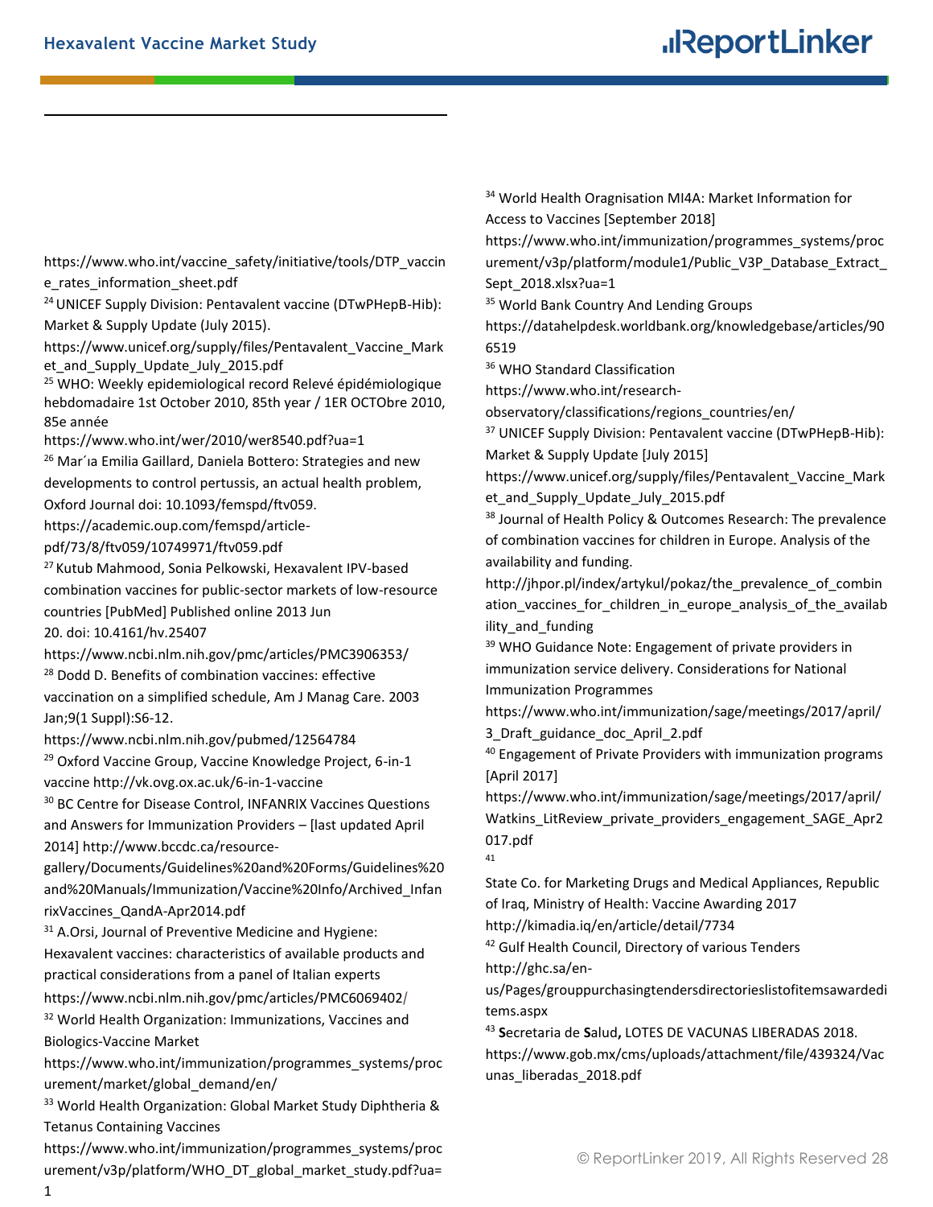https://www.who.int/vaccine_safety/initiative/tools/DTP_vaccine_rates_information_sheet.pdf

[24] UNICEF Supply Division: Pentavalent vaccine (DTwPHepB-Hib): Market & Supply Update (July 2015). https://www.unicef.org/supply/files/Pentavalent_Vaccine_Market_and_Supply_Update_July_2015.pdf

[25] WHO: Weekly epidemiological record Relevé épidémiologique hebdomadaire 1st October 2010, 85th year / 1ER OCTObre 2010, 85e année https://www.who.int/wer/2010/wer8540.pdf?ua=1

[26] Mar´ıa Emilia Gaillard, Daniela Bottero: Strategies and new developments to control pertussis, an actual health problem, Oxford Journal doi: 10.1093/femspd/ftv059. https://academic.oup.com/femspd/article-pdf/73/8/ftv059/10749971/ftv059.pdf

[27] Kutub Mahmood, Sonia Pelkowski, Hexavalent IPV-based combination vaccines for public-sector markets of low-resource countries [PubMed] Published online 2013 Jun 20. doi: 10.4161/hv.25407 https://www.ncbi.nlm.nih.gov/pmc/articles/PMC3906353/

[28] Dodd D. Benefits of combination vaccines: effective vaccination on a simplified schedule, Am J Manag Care. 2003 Jan;9(1 Suppl):S6-12. https://www.ncbi.nlm.nih.gov/pubmed/12564784

[29] Oxford Vaccine Group, Vaccine Knowledge Project, 6-in-1 vaccine http://vk.ovg.ox.ac.uk/6-in-1-vaccine

[30] BC Centre for Disease Control, INFANRIX Vaccines Questions and Answers for Immunization Providers – [last updated April 2014] http://www.bccdc.ca/resource-gallery/Documents/Guidelines%20and%20Forms/Guidelines%20and%20Manuals/Immunization/Vaccine%20Info/Archived_InfanrixVaccines_QandA-Apr2014.pdf

[31] A.Orsi, Journal of Preventive Medicine and Hygiene: Hexavalent vaccines: characteristics of available products and practical considerations from a panel of Italian experts https://www.ncbi.nlm.nih.gov/pmc/articles/PMC6069402/

[32] World Health Organization: Immunizations, Vaccines and Biologics-Vaccine Market https://www.who.int/immunization/programmes_systems/procurement/market/global_demand/en/

[33] World Health Organization: Global Market Study Diphtheria & Tetanus Containing Vaccines https://www.who.int/immunization/programmes_systems/procurement/v3p/platform/WHO_DT_global_market_study.pdf?ua=1

[34] World Health Oragnisation MI4A: Market Information for Access to Vaccines [September 2018] https://www.who.int/immunization/programmes_systems/procurement/v3p/platform/module1/Public_V3P_Database_Extract_Sept_2018.xlsx?ua=1

[35] World Bank Country And Lending Groups https://datahelpdesk.worldbank.org/knowledgebase/articles/906519

[36] WHO Standard Classification https://www.who.int/research-observatory/classifications/regions_countries/en/

[37] UNICEF Supply Division: Pentavalent vaccine (DTwPHepB-Hib): Market & Supply Update [July 2015] https://www.unicef.org/supply/files/Pentavalent_Vaccine_Market_and_Supply_Update_July_2015.pdf

[38] Journal of Health Policy & Outcomes Research: The prevalence of combination vaccines for children in Europe. Analysis of the availability and funding. http://jhpor.pl/index/artykul/pokaz/the_prevalence_of_combination_vaccines_for_children_in_europe_analysis_of_the_availability_and_funding

[39] WHO Guidance Note: Engagement of private providers in immunization service delivery. Considerations for National Immunization Programmes https://www.who.int/immunization/sage/meetings/2017/april/3_Draft_guidance_doc_April_2.pdf

[40] Engagement of Private Providers with immunization programs [April 2017] https://www.who.int/immunization/sage/meetings/2017/april/Watkins_LitReview_private_providers_engagement_SAGE_Apr2017.pdf

[41] State Co. for Marketing Drugs and Medical Appliances, Republic of Iraq, Ministry of Health: Vaccine Awarding 2017 http://kimadia.iq/en/article/detail/7734

[42] Gulf Health Council, Directory of various Tenders http://ghc.sa/en-us/Pages/grouppurchasingtendersdirectorieslistofitemsawardeditems.aspx

[43] **S**ecretaria de **S**alud**,** LOTES DE VACUNAS LIBERADAS 2018. https://www.gob.mx/cms/uploads/attachment/file/439324/Vacunas_liberadas_2018.pdf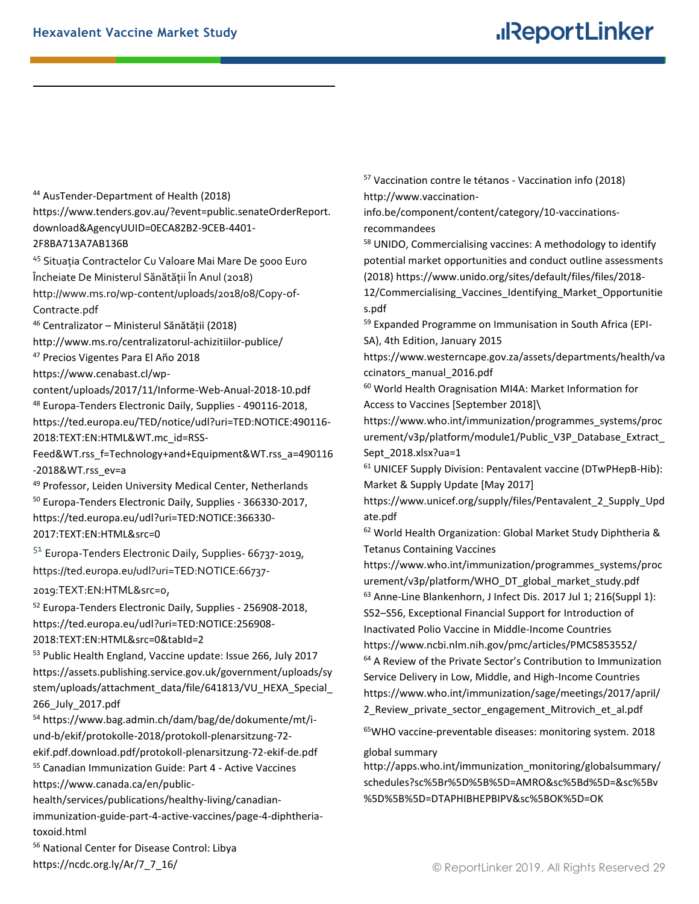[44] AusTender-Department of Health (2018) https://www.tenders.gov.au/?event=public.senateOrderReport.download&AgencyUUID=0ECA82B2-9CEB-4401-2F8BA713A7AB136B

[45] Situația Contractelor Cu Valoare Mai Mare De 5000 Euro Încheiate De Ministerul Sănătății În Anul (2018) http://www.ms.ro/wp-content/uploads/2018/08/Copy-of-Contracte.pdf

[46] Centralizator – Ministerul Sănătății (2018) http://www.ms.ro/centralizatorul-achizitiilor-publice/

[47] Precios Vigentes Para El Año 2018 https://www.cenabast.cl/wp-content/uploads/2017/11/Informe-Web-Anual-2018-10.pdf

[48] Europa-Tenders Electronic Daily, Supplies - 490116-2018, https://ted.europa.eu/TED/notice/udl?uri=TED:NOTICE:490116-2018:TEXT:EN:HTML&WT.mc_id=RSS-Feed&WT.rss_f=Technology+and+Equipment&WT.rss_a=490116-2018&WT.rss_ev=a

[49] Professor, Leiden University Medical Center, Netherlands

[50] Europa-Tenders Electronic Daily, Supplies - 366330-2017, https://ted.europa.eu/udl?uri=TED:NOTICE:366330-2017:TEXT:EN:HTML&src=0

[51] Europa-Tenders Electronic Daily, Supplies- 66737-2019, https://ted.europa.eu/udl?uri=TED:NOTICE:66737-2019:TEXT:EN:HTML&src=0,

[52] Europa-Tenders Electronic Daily, Supplies - 256908-2018, https://ted.europa.eu/udl?uri=TED:NOTICE:256908-2018:TEXT:EN:HTML&src=0&tabId=2

[53] Public Health England, Vaccine update: Issue 266, July 2017 https://assets.publishing.service.gov.uk/government/uploads/system/uploads/attachment_data/file/641813/VU_HEXA_Special_266_July_2017.pdf

[54] https://www.bag.admin.ch/dam/bag/de/dokumente/mt/i-und-b/ekif/protokolle-2018/protokoll-plenarsitzung-72-ekif.pdf.download.pdf/protokoll-plenarsitzung-72-ekif-de.pdf

[55] Canadian Immunization Guide: Part 4 - Active Vaccines https://www.canada.ca/en/public-health/services/publications/healthy-living/canadian-immunization-guide-part-4-active-vaccines/page-4-diphtheria-toxoid.html

[56] National Center for Disease Control: Libya https://ncdc.org.ly/Ar/7_7_16/

[57] Vaccination contre le tétanos - Vaccination info (2018) http://www.vaccination-info.be/component/content/category/10-vaccinations-recommandees

[58] UNIDO, Commercialising vaccines: A methodology to identify potential market opportunities and conduct outline assessments (2018) https://www.unido.org/sites/default/files/files/2018-12/Commercialising_Vaccines_Identifying_Market_Opportunities.pdf

[59] Expanded Programme on Immunisation in South Africa (EPI-SA), 4th Edition, January 2015 https://www.westerncape.gov.za/assets/departments/health/vaccinators_manual_2016.pdf

[60] World Health Oragnisation MI4A: Market Information for Access to Vaccines [September 2018]\ https://www.who.int/immunization/programmes_systems/procurement/v3p/platform/module1/Public_V3P_Database_Extract_Sept_2018.xlsx?ua=1

[61] UNICEF Supply Division: Pentavalent vaccine (DTwPHepB-Hib): Market & Supply Update [May 2017] https://www.unicef.org/supply/files/Pentavalent_2_Supply_Update.pdf

[62] World Health Organization: Global Market Study Diphtheria & Tetanus Containing Vaccines https://www.who.int/immunization/programmes_systems/procurement/v3p/platform/WHO_DT_global_market_study.pdf

[63] Anne-Line Blankenhorn, J Infect Dis. 2017 Jul 1; 216(Suppl 1): S52–S56, Exceptional Financial Support for Introduction of Inactivated Polio Vaccine in Middle-Income Countries https://www.ncbi.nlm.nih.gov/pmc/articles/PMC5853552/

[64] A Review of the Private Sector's Contribution to Immunization Service Delivery in Low, Middle, and High-Income Countries https://www.who.int/immunization/sage/meetings/2017/april/2_Review_private_sector_engagement_Mitrovich_et_al.pdf

[65] WHO vaccine-preventable diseases: monitoring system. 2018 global summary http://apps.who.int/immunization_monitoring/globalsummary/schedules?sc%5Br%5D%5B%5D=AMRO&sc%5Bd%5D=&sc%5Bv%5D%5B%5D=DTAPHIBHEPBIPV&sc%5BOK%5D=OK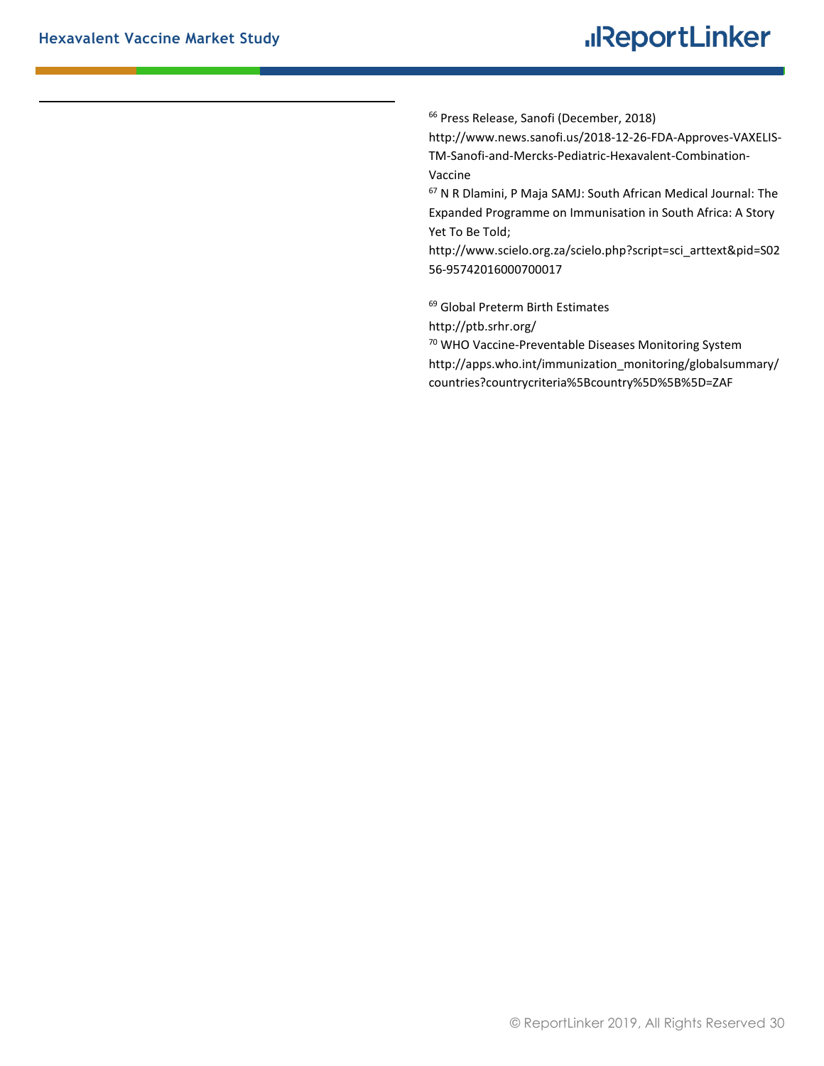[66] Press Release, Sanofi (December, 2018) http://www.news.sanofi.us/2018-12-26-FDA-Approves-VAXELIS-TM-Sanofi-and-Mercks-Pediatric-Hexavalent-Combination-Vaccine

[67] N R Dlamini, P Maja SAMJ: South African Medical Journal: The Expanded Programme on Immunisation in South Africa: A Story Yet To Be Told; http://www.scielo.org.za/scielo.php?script=sci_arttext&pid=S0256-95742016000700017

[69] Global Preterm Birth Estimates http://ptb.srhr.org/

[70] WHO Vaccine-Preventable Diseases Monitoring System http://apps.who.int/immunization_monitoring/globalsummary/countries?countrycriteria%5Bcountry%5D%5B%5D=ZAF